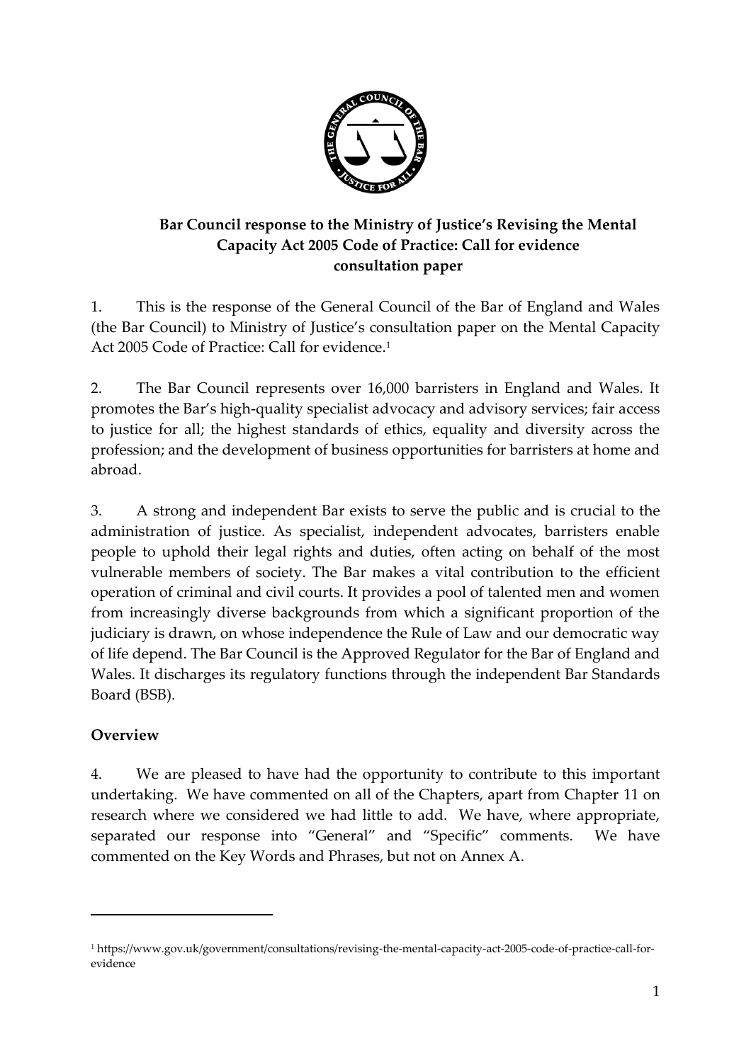**Bar Council response to the Ministry of Justice's Revising the Mental Capacity Act 2005 Code of Practice: Call for evidence consultation paper**

1. This is the response of the General Council of the Bar of England and Wales (the Bar Council) to Ministry of Justice's consultation paper on the Mental Capacity Act 2005 Code of Practice: Call for evidence.[1]

2. The Bar Council represents over 16,000 barristers in England and Wales. It promotes the Bar's high-quality specialist advocacy and advisory services; fair access to justice for all; the highest standards of ethics, equality and diversity across the profession; and the development of business opportunities for barristers at home and abroad.

3. A strong and independent Bar exists to serve the public and is crucial to the administration of justice. As specialist, independent advocates, barristers enable people to uphold their legal rights and duties, often acting on behalf of the most vulnerable members of society. The Bar makes a vital contribution to the efficient operation of criminal and civil courts. It provides a pool of talented men and women from increasingly diverse backgrounds from which a significant proportion of the judiciary is drawn, on whose independence the Rule of Law and our democratic way of life depend. The Bar Council is the Approved Regulator for the Bar of England and Wales. It discharges its regulatory functions through the independent Bar Standards Board (BSB).

## Overview

4. We are pleased to have had the opportunity to contribute to this important undertaking. We have commented on all of the Chapters, apart from Chapter 11 on research where we considered we had little to add. We have, where appropriate, separated our response into "General" and "Specific" comments. We have commented on the Key Words and Phrases, but not on Annex A.

[1] https://www.gov.uk/government/consultations/revising-the-mental-capacity-act-2005-code-of-practice-call-for-evidence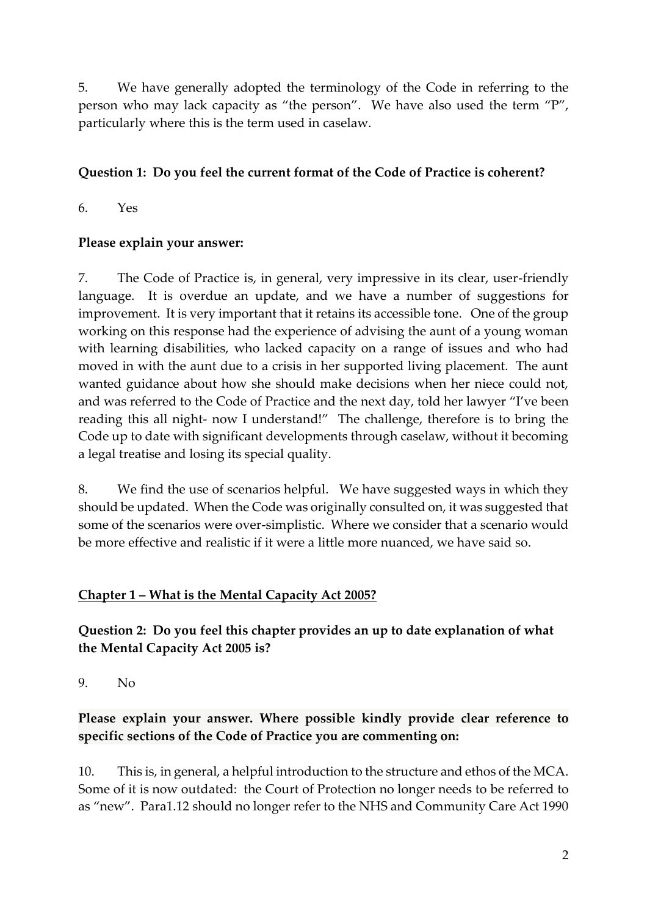5. We have generally adopted the terminology of the Code in referring to the person who may lack capacity as "the person". We have also used the term "P", particularly where this is the term used in caselaw.

**Question 1: Do you feel the current format of the Code of Practice is coherent?**

6. Yes

**Please explain your answer:**

7. The Code of Practice is, in general, very impressive in its clear, user-friendly language. It is overdue an update, and we have a number of suggestions for improvement. It is very important that it retains its accessible tone. One of the group working on this response had the experience of advising the aunt of a young woman with learning disabilities, who lacked capacity on a range of issues and who had moved in with the aunt due to a crisis in her supported living placement. The aunt wanted guidance about how she should make decisions when her niece could not, and was referred to the Code of Practice and the next day, told her lawyer "I've been reading this all night- now I understand!" The challenge, therefore is to bring the Code up to date with significant developments through caselaw, without it becoming a legal treatise and losing its special quality.

8. We find the use of scenarios helpful. We have suggested ways in which they should be updated. When the Code was originally consulted on, it was suggested that some of the scenarios were over-simplistic. Where we consider that a scenario would be more effective and realistic if it were a little more nuanced, we have said so.

## Chapter 1 – What is the Mental Capacity Act 2005?

**Question 2: Do you feel this chapter provides an up to date explanation of what the Mental Capacity Act 2005 is?**

9. No

**Please explain your answer. Where possible kindly provide clear reference to specific sections of the Code of Practice you are commenting on:**

10. This is, in general, a helpful introduction to the structure and ethos of the MCA. Some of it is now outdated: the Court of Protection no longer needs to be referred to as "new". Para1.12 should no longer refer to the NHS and Community Care Act 1990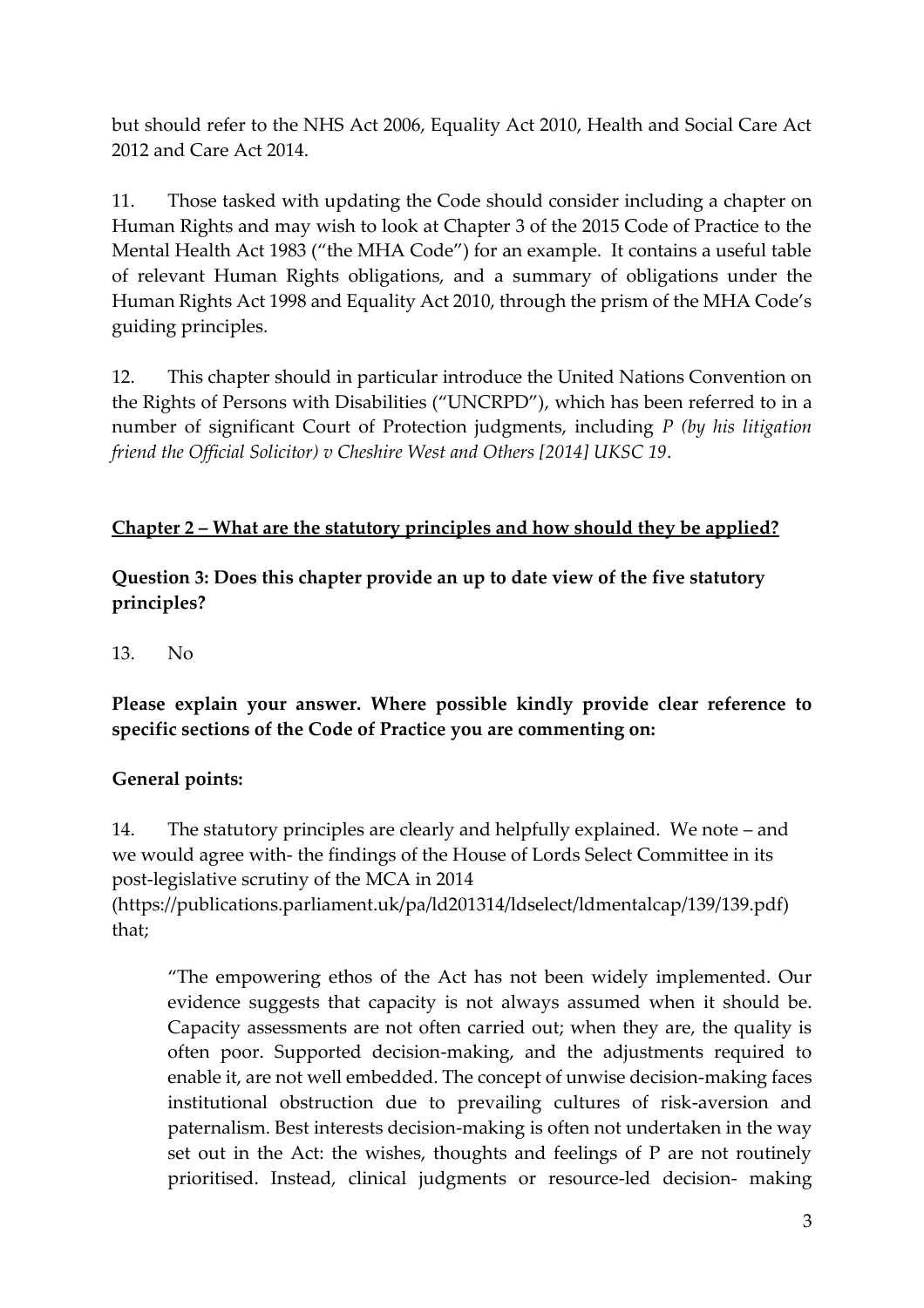but should refer to the NHS Act 2006, Equality Act 2010, Health and Social Care Act 2012 and Care Act 2014.

11. Those tasked with updating the Code should consider including a chapter on Human Rights and may wish to look at Chapter 3 of the 2015 Code of Practice to the Mental Health Act 1983 ("the MHA Code") for an example. It contains a useful table of relevant Human Rights obligations, and a summary of obligations under the Human Rights Act 1998 and Equality Act 2010, through the prism of the MHA Code's guiding principles.

12. This chapter should in particular introduce the United Nations Convention on the Rights of Persons with Disabilities ("UNCRPD"), which has been referred to in a number of significant Court of Protection judgments, including *P (by his litigation friend the Official Solicitor) v Cheshire West and Others [2014] UKSC 19*.

**<u>Chapter 2 – What are the statutory principles and how should they be applied?</u>**

**Question 3: Does this chapter provide an up to date view of the five statutory principles?**

13. No

**Please explain your answer. Where possible kindly provide clear reference to specific sections of the Code of Practice you are commenting on:**

**General points:**

14. The statutory principles are clearly and helpfully explained. We note – and we would agree with- the findings of the House of Lords Select Committee in its post-legislative scrutiny of the MCA in 2014 (https://publications.parliament.uk/pa/ld201314/ldselect/ldmentalcap/139/139.pdf) that;

> "The empowering ethos of the Act has not been widely implemented. Our evidence suggests that capacity is not always assumed when it should be. Capacity assessments are not often carried out; when they are, the quality is often poor. Supported decision-making, and the adjustments required to enable it, are not well embedded. The concept of unwise decision-making faces institutional obstruction due to prevailing cultures of risk-aversion and paternalism. Best interests decision-making is often not undertaken in the way set out in the Act: the wishes, thoughts and feelings of P are not routinely prioritised. Instead, clinical judgments or resource-led decision- making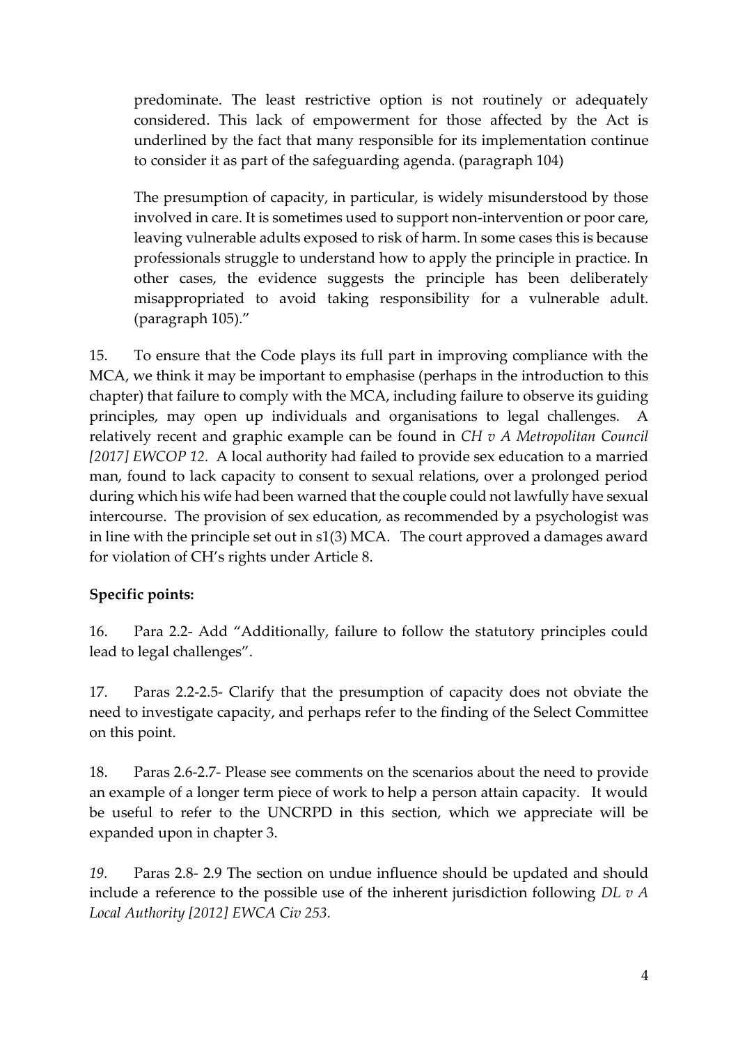predominate. The least restrictive option is not routinely or adequately considered. This lack of empowerment for those affected by the Act is underlined by the fact that many responsible for its implementation continue to consider it as part of the safeguarding agenda. (paragraph 104)

The presumption of capacity, in particular, is widely misunderstood by those involved in care. It is sometimes used to support non-intervention or poor care, leaving vulnerable adults exposed to risk of harm. In some cases this is because professionals struggle to understand how to apply the principle in practice. In other cases, the evidence suggests the principle has been deliberately misappropriated to avoid taking responsibility for a vulnerable adult. (paragraph 105)."

15. To ensure that the Code plays its full part in improving compliance with the MCA, we think it may be important to emphasise (perhaps in the introduction to this chapter) that failure to comply with the MCA, including failure to observe its guiding principles, may open up individuals and organisations to legal challenges. A relatively recent and graphic example can be found in *CH v A Metropolitan Council [2017] EWCOP 12*. A local authority had failed to provide sex education to a married man, found to lack capacity to consent to sexual relations, over a prolonged period during which his wife had been warned that the couple could not lawfully have sexual intercourse. The provision of sex education, as recommended by a psychologist was in line with the principle set out in s1(3) MCA. The court approved a damages award for violation of CH's rights under Article 8.

**Specific points:**

16. Para 2.2- Add "Additionally, failure to follow the statutory principles could lead to legal challenges".

17. Paras 2.2-2.5- Clarify that the presumption of capacity does not obviate the need to investigate capacity, and perhaps refer to the finding of the Select Committee on this point.

18. Paras 2.6-2.7- Please see comments on the scenarios about the need to provide an example of a longer term piece of work to help a person attain capacity. It would be useful to refer to the UNCRPD in this section, which we appreciate will be expanded upon in chapter 3.

*19.* Paras 2.8- 2.9 The section on undue influence should be updated and should include a reference to the possible use of the inherent jurisdiction following *DL v A Local Authority [2012] EWCA Civ 253*.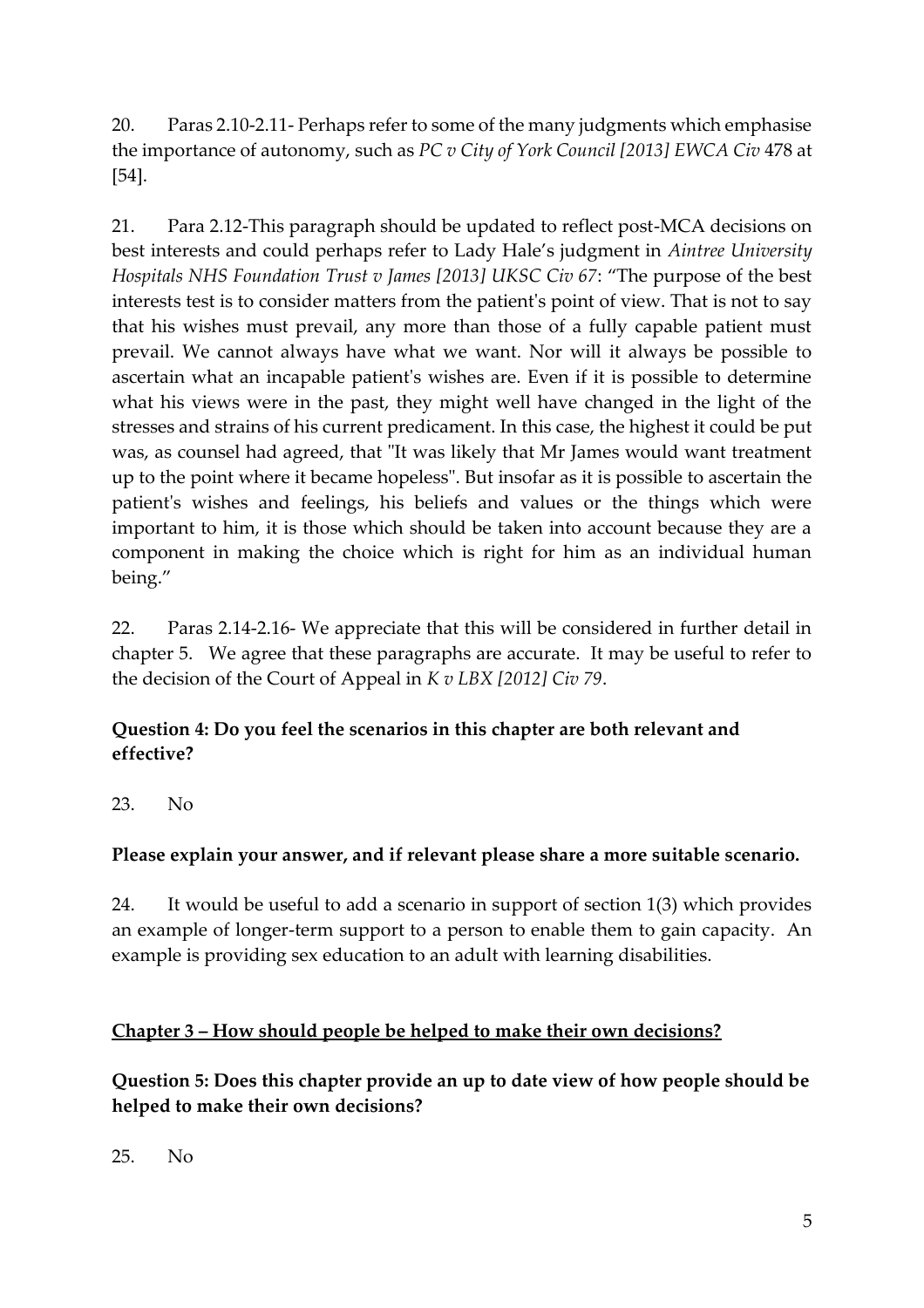20. Paras 2.10-2.11- Perhaps refer to some of the many judgments which emphasise the importance of autonomy, such as *PC v City of York Council [2013] EWCA Civ* 478 at [54].

21. Para 2.12-This paragraph should be updated to reflect post-MCA decisions on best interests and could perhaps refer to Lady Hale's judgment in *Aintree University Hospitals NHS Foundation Trust v James [2013] UKSC Civ 67*: "The purpose of the best interests test is to consider matters from the patient's point of view. That is not to say that his wishes must prevail, any more than those of a fully capable patient must prevail. We cannot always have what we want. Nor will it always be possible to ascertain what an incapable patient's wishes are. Even if it is possible to determine what his views were in the past, they might well have changed in the light of the stresses and strains of his current predicament. In this case, the highest it could be put was, as counsel had agreed, that "It was likely that Mr James would want treatment up to the point where it became hopeless". But insofar as it is possible to ascertain the patient's wishes and feelings, his beliefs and values or the things which were important to him, it is those which should be taken into account because they are a component in making the choice which is right for him as an individual human being."

22. Paras 2.14-2.16- We appreciate that this will be considered in further detail in chapter 5. We agree that these paragraphs are accurate. It may be useful to refer to the decision of the Court of Appeal in *K v LBX [2012] Civ 79*.

**Question 4: Do you feel the scenarios in this chapter are both relevant and effective?**

23. No

**Please explain your answer, and if relevant please share a more suitable scenario.**

24. It would be useful to add a scenario in support of section 1(3) which provides an example of longer-term support to a person to enable them to gain capacity. An example is providing sex education to an adult with learning disabilities.

**Chapter 3 – How should people be helped to make their own decisions?**

**Question 5: Does this chapter provide an up to date view of how people should be helped to make their own decisions?**

25. No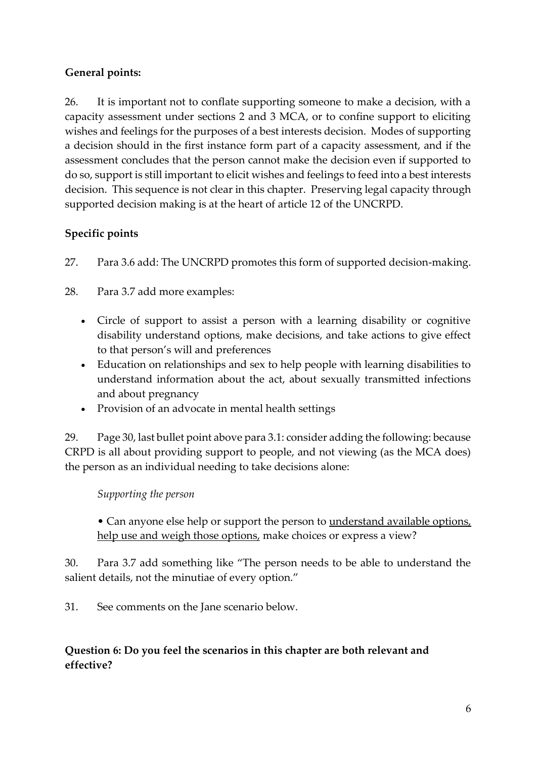**General points:**

26. It is important not to conflate supporting someone to make a decision, with a capacity assessment under sections 2 and 3 MCA, or to confine support to eliciting wishes and feelings for the purposes of a best interests decision. Modes of supporting a decision should in the first instance form part of a capacity assessment, and if the assessment concludes that the person cannot make the decision even if supported to do so, support is still important to elicit wishes and feelings to feed into a best interests decision. This sequence is not clear in this chapter. Preserving legal capacity through supported decision making is at the heart of article 12 of the UNCRPD.

**Specific points**

27. Para 3.6 add: The UNCRPD promotes this form of supported decision-making.

28. Para 3.7 add more examples:

- Circle of support to assist a person with a learning disability or cognitive disability understand options, make decisions, and take actions to give effect to that person's will and preferences
- Education on relationships and sex to help people with learning disabilities to understand information about the act, about sexually transmitted infections and about pregnancy
- Provision of an advocate in mental health settings

29. Page 30, last bullet point above para 3.1: consider adding the following: because CRPD is all about providing support to people, and not viewing (as the MCA does) the person as an individual needing to take decisions alone:

*Supporting the person*

• Can anyone else help or support the person to <u>understand available options, help use and weigh those options,</u> make choices or express a view?

30. Para 3.7 add something like "The person needs to be able to understand the salient details, not the minutiae of every option."

31. See comments on the Jane scenario below.

**Question 6: Do you feel the scenarios in this chapter are both relevant and effective?**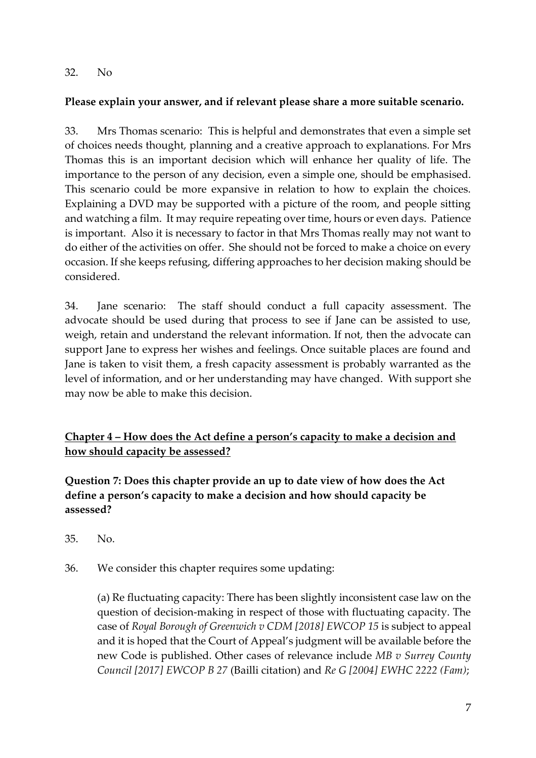32. No

**Please explain your answer, and if relevant please share a more suitable scenario.**

33. Mrs Thomas scenario: This is helpful and demonstrates that even a simple set of choices needs thought, planning and a creative approach to explanations. For Mrs Thomas this is an important decision which will enhance her quality of life. The importance to the person of any decision, even a simple one, should be emphasised. This scenario could be more expansive in relation to how to explain the choices. Explaining a DVD may be supported with a picture of the room, and people sitting and watching a film. It may require repeating over time, hours or even days. Patience is important. Also it is necessary to factor in that Mrs Thomas really may not want to do either of the activities on offer. She should not be forced to make a choice on every occasion. If she keeps refusing, differing approaches to her decision making should be considered.

34. Jane scenario: The staff should conduct a full capacity assessment. The advocate should be used during that process to see if Jane can be assisted to use, weigh, retain and understand the relevant information. If not, then the advocate can support Jane to express her wishes and feelings. Once suitable places are found and Jane is taken to visit them, a fresh capacity assessment is probably warranted as the level of information, and or her understanding may have changed. With support she may now be able to make this decision.

## Chapter 4 – How does the Act define a person's capacity to make a decision and how should capacity be assessed?

**Question 7: Does this chapter provide an up to date view of how does the Act define a person's capacity to make a decision and how should capacity be assessed?**

35. No.

36. We consider this chapter requires some updating:

(a) Re fluctuating capacity: There has been slightly inconsistent case law on the question of decision-making in respect of those with fluctuating capacity. The case of *Royal Borough of Greenwich v CDM [2018] EWCOP 15* is subject to appeal and it is hoped that the Court of Appeal's judgment will be available before the new Code is published. Other cases of relevance include *MB v Surrey County Council [2017] EWCOP B 27* (Bailli citation) and *Re G [2004] EWHC 2222 (Fam)*;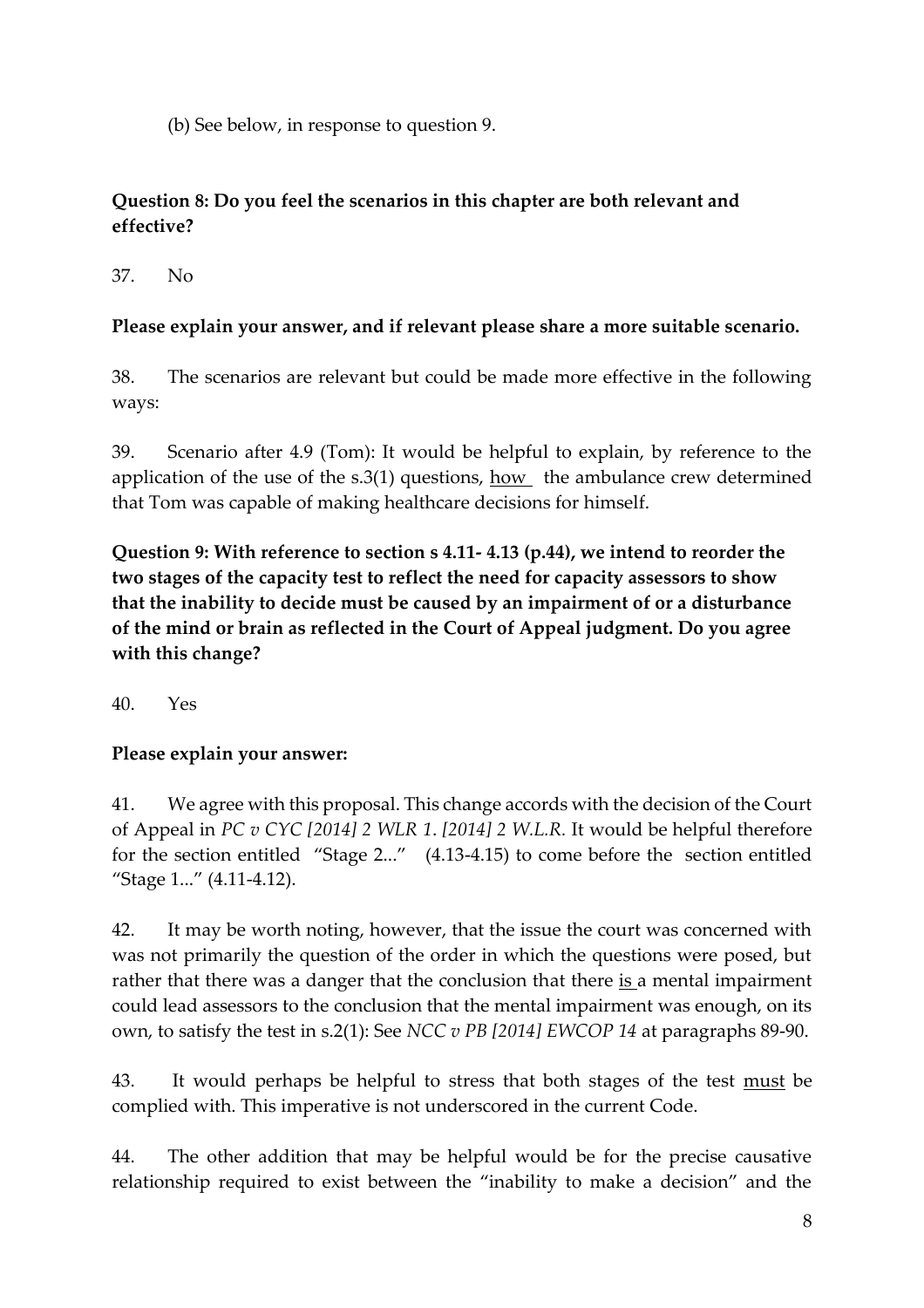(b) See below, in response to question 9.

**Question 8: Do you feel the scenarios in this chapter are both relevant and effective?**

37. No

**Please explain your answer, and if relevant please share a more suitable scenario.**

38. The scenarios are relevant but could be made more effective in the following ways:

39. Scenario after 4.9 (Tom): It would be helpful to explain, by reference to the application of the use of the s.3(1) questions, <u>how</u> the ambulance crew determined that Tom was capable of making healthcare decisions for himself.

**Question 9: With reference to section s 4.11- 4.13 (p.44), we intend to reorder the two stages of the capacity test to reflect the need for capacity assessors to show that the inability to decide must be caused by an impairment of or a disturbance of the mind or brain as reflected in the Court of Appeal judgment. Do you agree with this change?**

40. Yes

**Please explain your answer:**

41. We agree with this proposal. This change accords with the decision of the Court of Appeal in *PC v CYC [2014] 2 WLR 1. [2014] 2 W.L.R.* It would be helpful therefore for the section entitled "Stage 2..." (4.13-4.15) to come before the section entitled "Stage 1..." (4.11-4.12).

42. It may be worth noting, however, that the issue the court was concerned with was not primarily the question of the order in which the questions were posed, but rather that there was a danger that the conclusion that there <u>is</u> a mental impairment could lead assessors to the conclusion that the mental impairment was enough, on its own, to satisfy the test in s.2(1): See *NCC v PB [2014] EWCOP 14* at paragraphs 89-90.

43. It would perhaps be helpful to stress that both stages of the test <u>must</u> be complied with. This imperative is not underscored in the current Code.

44. The other addition that may be helpful would be for the precise causative relationship required to exist between the "inability to make a decision" and the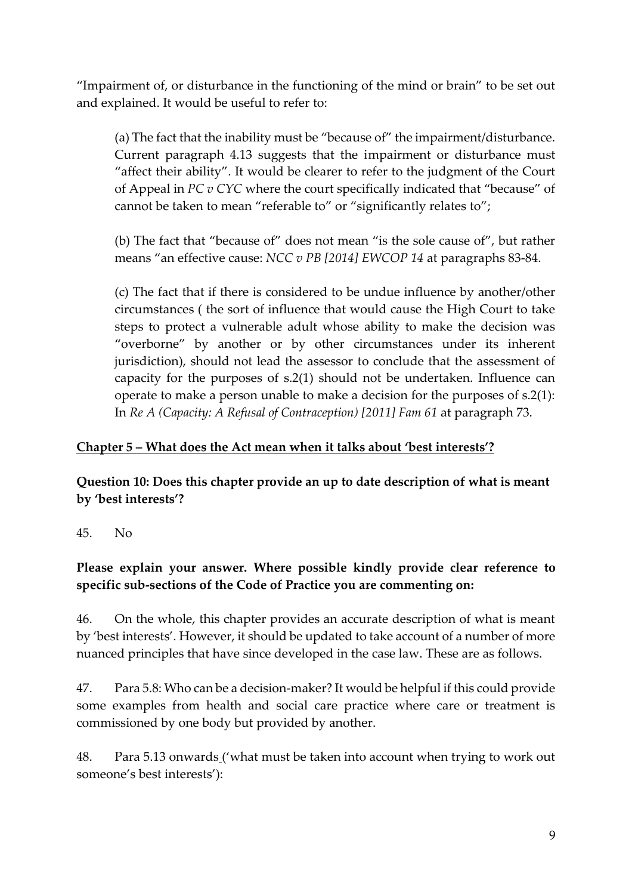"Impairment of, or disturbance in the functioning of the mind or brain" to be set out and explained. It would be useful to refer to:

> (a) The fact that the inability must be "because of" the impairment/disturbance. Current paragraph 4.13 suggests that the impairment or disturbance must "affect their ability". It would be clearer to refer to the judgment of the Court of Appeal in *PC v CYC* where the court specifically indicated that "because" of cannot be taken to mean "referable to" or "significantly relates to";
>
> (b) The fact that "because of" does not mean "is the sole cause of", but rather means "an effective cause: *NCC v PB [2014] EWCOP 14* at paragraphs 83-84.
>
> (c) The fact that if there is considered to be undue influence by another/other circumstances ( the sort of influence that would cause the High Court to take steps to protect a vulnerable adult whose ability to make the decision was "overborne" by another or by other circumstances under its inherent jurisdiction), should not lead the assessor to conclude that the assessment of capacity for the purposes of s.2(1) should not be undertaken. Influence can operate to make a person unable to make a decision for the purposes of s.2(1): In *Re A (Capacity: A Refusal of Contraception) [2011] Fam 61* at paragraph 73.

## Chapter 5 – What does the Act mean when it talks about 'best interests'?

**Question 10: Does this chapter provide an up to date description of what is meant by 'best interests'?**

45. No

**Please explain your answer. Where possible kindly provide clear reference to specific sub-sections of the Code of Practice you are commenting on:**

46. On the whole, this chapter provides an accurate description of what is meant by 'best interests'. However, it should be updated to take account of a number of more nuanced principles that have since developed in the case law. These are as follows.

47. Para 5.8: Who can be a decision-maker? It would be helpful if this could provide some examples from health and social care practice where care or treatment is commissioned by one body but provided by another.

48. Para 5.13 onwards ('what must be taken into account when trying to work out someone's best interests'):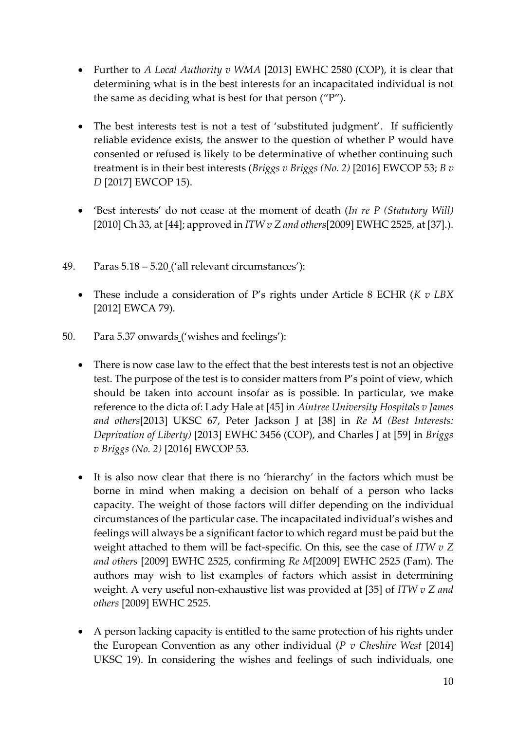- Further to *A Local Authority v WMA* [2013] EWHC 2580 (COP), it is clear that determining what is in the best interests for an incapacitated individual is not the same as deciding what is best for that person ("P").

- The best interests test is not a test of 'substituted judgment'. If sufficiently reliable evidence exists, the answer to the question of whether P would have consented or refused is likely to be determinative of whether continuing such treatment is in their best interests (*Briggs v Briggs (No. 2)* [2016] EWCOP 53; *B v D* [2017] EWCOP 15).

- 'Best interests' do not cease at the moment of death (*In re P (Statutory Will)* [2010] Ch 33, at [44]; approved in *ITW v Z and others*[2009] EWHC 2525, at [37].).

49. Paras 5.18 – 5.20 ('all relevant circumstances'):

    - These include a consideration of P's rights under Article 8 ECHR (*K v LBX* [2012] EWCA 79).

50. Para 5.37 onwards ('wishes and feelings'):

    - There is now case law to the effect that the best interests test is not an objective test. The purpose of the test is to consider matters from P's point of view, which should be taken into account insofar as is possible. In particular, we make reference to the dicta of: Lady Hale at [45] in *Aintree University Hospitals v James and others*[2013] UKSC 67, Peter Jackson J at [38] in *Re M (Best Interests: Deprivation of Liberty)* [2013] EWHC 3456 (COP), and Charles J at [59] in *Briggs v Briggs (No. 2)* [2016] EWCOP 53.

    - It is also now clear that there is no 'hierarchy' in the factors which must be borne in mind when making a decision on behalf of a person who lacks capacity. The weight of those factors will differ depending on the individual circumstances of the particular case. The incapacitated individual's wishes and feelings will always be a significant factor to which regard must be paid but the weight attached to them will be fact-specific. On this, see the case of *ITW v Z and others* [2009] EWHC 2525, confirming *Re M*[2009] EWHC 2525 (Fam). The authors may wish to list examples of factors which assist in determining weight. A very useful non-exhaustive list was provided at [35] of *ITW v Z and others* [2009] EWHC 2525.

    - A person lacking capacity is entitled to the same protection of his rights under the European Convention as any other individual (*P v Cheshire West* [2014] UKSC 19). In considering the wishes and feelings of such individuals, one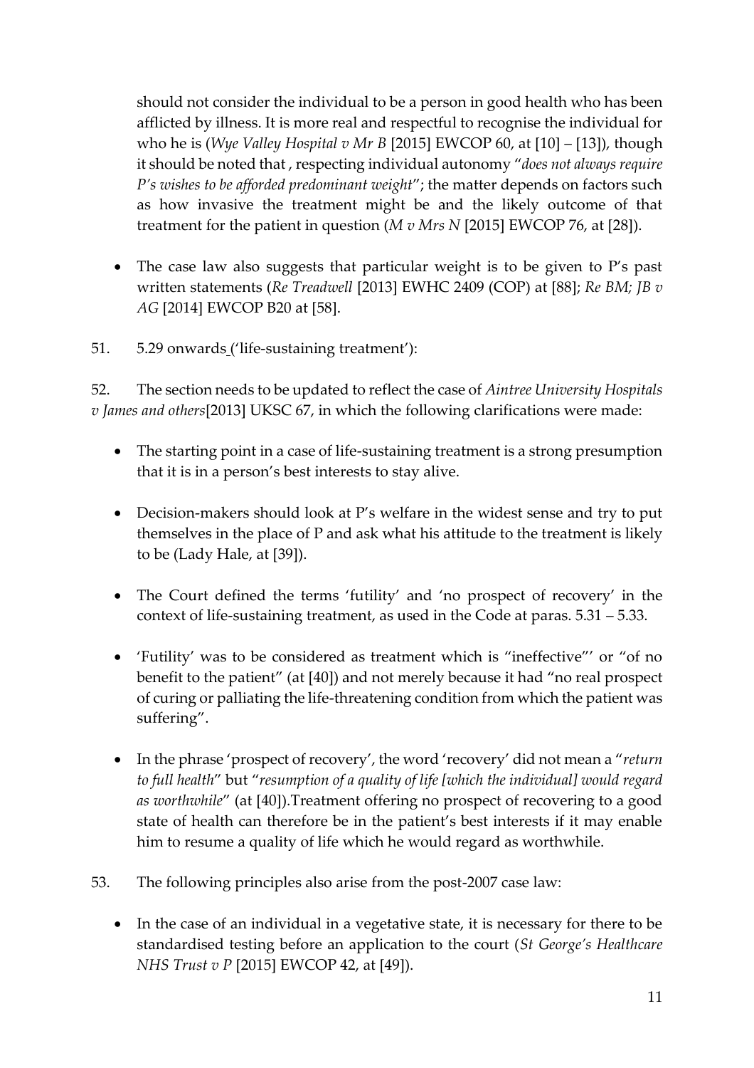should not consider the individual to be a person in good health who has been afflicted by illness. It is more real and respectful to recognise the individual for who he is (*Wye Valley Hospital v Mr B* [2015] EWCOP 60, at [10] – [13]), though it should be noted that , respecting individual autonomy "*does not always require P's wishes to be afforded predominant weight*"; the matter depends on factors such as how invasive the treatment might be and the likely outcome of that treatment for the patient in question (*M v Mrs N* [2015] EWCOP 76, at [28]).

- The case law also suggests that particular weight is to be given to P's past written statements (*Re Treadwell* [2013] EWHC 2409 (COP) at [88]; *Re BM; JB v AG* [2014] EWCOP B20 at [58].

51. 5.29 onwards ('life-sustaining treatment'):

52. The section needs to be updated to reflect the case of *Aintree University Hospitals v James and others*[2013] UKSC 67, in which the following clarifications were made:

- The starting point in a case of life-sustaining treatment is a strong presumption that it is in a person's best interests to stay alive.
- Decision-makers should look at P's welfare in the widest sense and try to put themselves in the place of P and ask what his attitude to the treatment is likely to be (Lady Hale, at [39]).
- The Court defined the terms 'futility' and 'no prospect of recovery' in the context of life-sustaining treatment, as used in the Code at paras. 5.31 – 5.33.
- 'Futility' was to be considered as treatment which is "ineffective"' or "of no benefit to the patient" (at [40]) and not merely because it had "no real prospect of curing or palliating the life-threatening condition from which the patient was suffering".
- In the phrase 'prospect of recovery', the word 'recovery' did not mean a "*return to full health*" but "*resumption of a quality of life [which the individual] would regard as worthwhile*" (at [40]).Treatment offering no prospect of recovering to a good state of health can therefore be in the patient's best interests if it may enable him to resume a quality of life which he would regard as worthwhile.

53. The following principles also arise from the post-2007 case law:

- In the case of an individual in a vegetative state, it is necessary for there to be standardised testing before an application to the court (*St George's Healthcare NHS Trust v P* [2015] EWCOP 42, at [49]).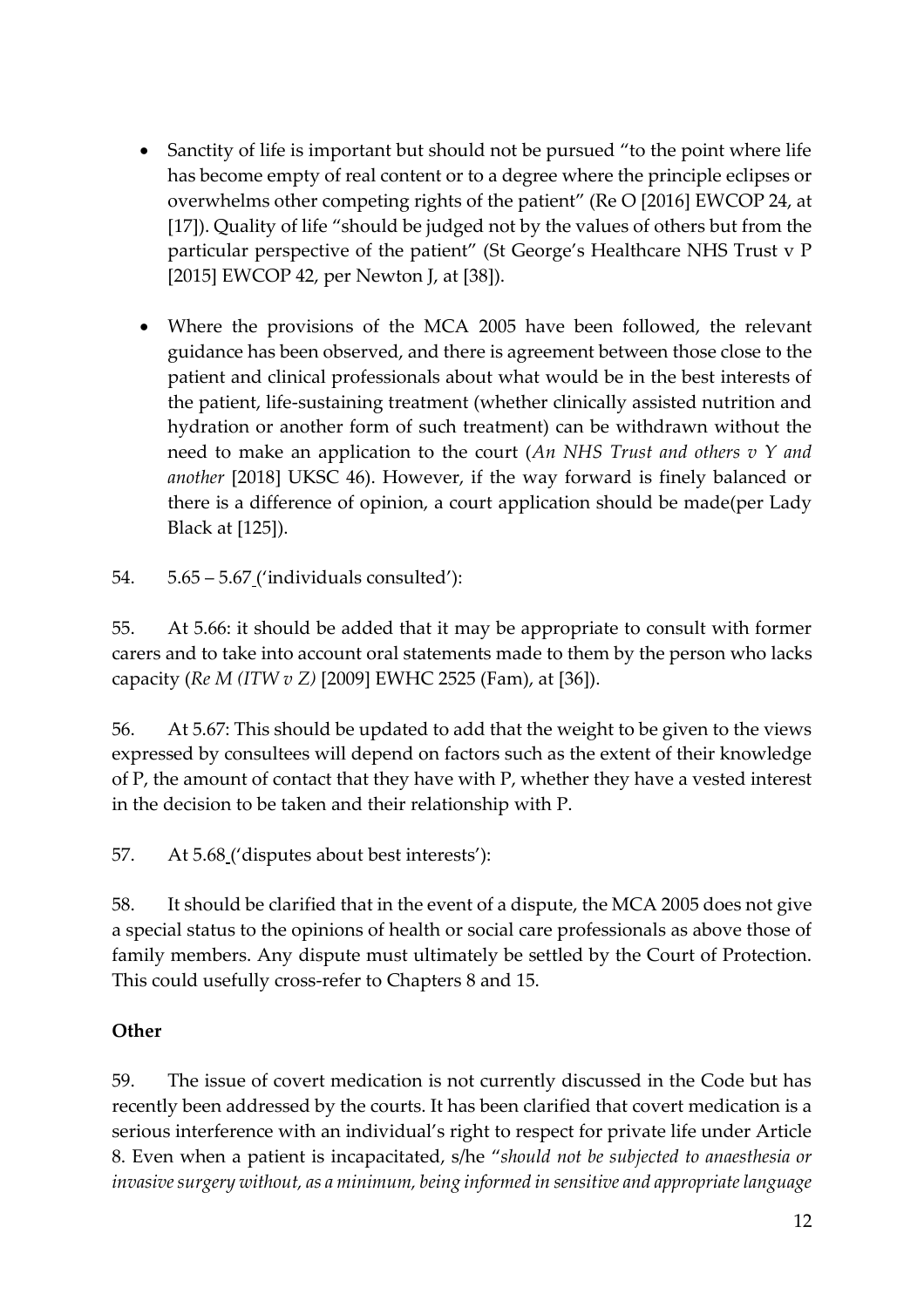- Sanctity of life is important but should not be pursued "to the point where life has become empty of real content or to a degree where the principle eclipses or overwhelms other competing rights of the patient" (Re O [2016] EWCOP 24, at [17]). Quality of life "should be judged not by the values of others but from the particular perspective of the patient" (St George's Healthcare NHS Trust v P [2015] EWCOP 42, per Newton J, at [38]).

- Where the provisions of the MCA 2005 have been followed, the relevant guidance has been observed, and there is agreement between those close to the patient and clinical professionals about what would be in the best interests of the patient, life-sustaining treatment (whether clinically assisted nutrition and hydration or another form of such treatment) can be withdrawn without the need to make an application to the court (*An NHS Trust and others v Y and another* [2018] UKSC 46). However, if the way forward is finely balanced or there is a difference of opinion, a court application should be made(per Lady Black at [125]).

54. 5.65 – 5.67 ('individuals consulted'):

55. At 5.66: it should be added that it may be appropriate to consult with former carers and to take into account oral statements made to them by the person who lacks capacity (*Re M (ITW v Z)* [2009] EWHC 2525 (Fam), at [36]).

56. At 5.67: This should be updated to add that the weight to be given to the views expressed by consultees will depend on factors such as the extent of their knowledge of P, the amount of contact that they have with P, whether they have a vested interest in the decision to be taken and their relationship with P.

57. At 5.68 ('disputes about best interests'):

58. It should be clarified that in the event of a dispute, the MCA 2005 does not give a special status to the opinions of health or social care professionals as above those of family members. Any dispute must ultimately be settled by the Court of Protection. This could usefully cross-refer to Chapters 8 and 15.

**Other**

59. The issue of covert medication is not currently discussed in the Code but has recently been addressed by the courts. It has been clarified that covert medication is a serious interference with an individual's right to respect for private life under Article 8. Even when a patient is incapacitated, s/he "*should not be subjected to anaesthesia or invasive surgery without, as a minimum, being informed in sensitive and appropriate language*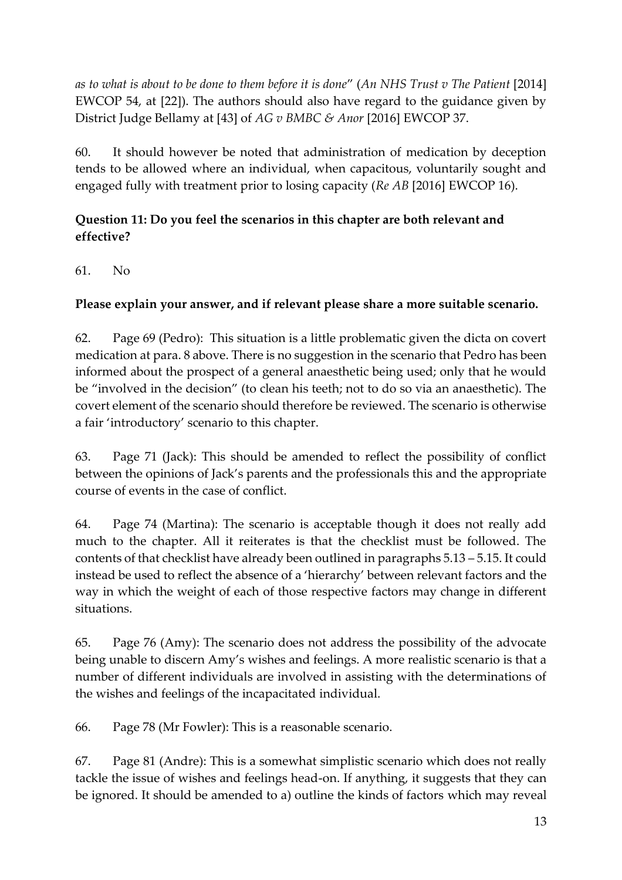*as to what is about to be done to them before it is done*" (*An NHS Trust v The Patient* [2014] EWCOP 54, at [22]). The authors should also have regard to the guidance given by District Judge Bellamy at [43] of *AG v BMBC & Anor* [2016] EWCOP 37.

60. It should however be noted that administration of medication by deception tends to be allowed where an individual, when capacitous, voluntarily sought and engaged fully with treatment prior to losing capacity (*Re AB* [2016] EWCOP 16).

**Question 11: Do you feel the scenarios in this chapter are both relevant and effective?**

61. No

**Please explain your answer, and if relevant please share a more suitable scenario.**

62. Page 69 (Pedro): This situation is a little problematic given the dicta on covert medication at para. 8 above. There is no suggestion in the scenario that Pedro has been informed about the prospect of a general anaesthetic being used; only that he would be "involved in the decision" (to clean his teeth; not to do so via an anaesthetic). The covert element of the scenario should therefore be reviewed. The scenario is otherwise a fair 'introductory' scenario to this chapter.

63. Page 71 (Jack): This should be amended to reflect the possibility of conflict between the opinions of Jack's parents and the professionals this and the appropriate course of events in the case of conflict.

64. Page 74 (Martina): The scenario is acceptable though it does not really add much to the chapter. All it reiterates is that the checklist must be followed. The contents of that checklist have already been outlined in paragraphs 5.13 – 5.15. It could instead be used to reflect the absence of a 'hierarchy' between relevant factors and the way in which the weight of each of those respective factors may change in different situations.

65. Page 76 (Amy): The scenario does not address the possibility of the advocate being unable to discern Amy's wishes and feelings. A more realistic scenario is that a number of different individuals are involved in assisting with the determinations of the wishes and feelings of the incapacitated individual.

66. Page 78 (Mr Fowler): This is a reasonable scenario.

67. Page 81 (Andre): This is a somewhat simplistic scenario which does not really tackle the issue of wishes and feelings head-on. If anything, it suggests that they can be ignored. It should be amended to a) outline the kinds of factors which may reveal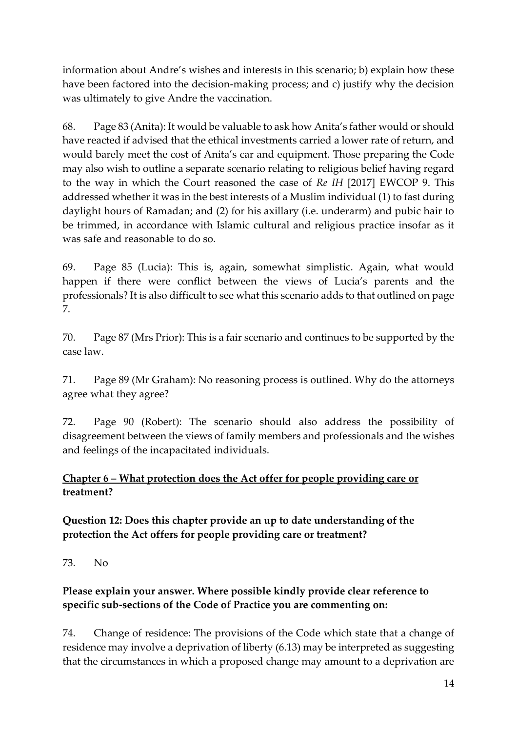information about Andre's wishes and interests in this scenario; b) explain how these have been factored into the decision-making process; and c) justify why the decision was ultimately to give Andre the vaccination.

68. Page 83 (Anita): It would be valuable to ask how Anita's father would or should have reacted if advised that the ethical investments carried a lower rate of return, and would barely meet the cost of Anita's car and equipment. Those preparing the Code may also wish to outline a separate scenario relating to religious belief having regard to the way in which the Court reasoned the case of *Re IH* [2017] EWCOP 9. This addressed whether it was in the best interests of a Muslim individual (1) to fast during daylight hours of Ramadan; and (2) for his axillary (i.e. underarm) and pubic hair to be trimmed, in accordance with Islamic cultural and religious practice insofar as it was safe and reasonable to do so.

69. Page 85 (Lucia): This is, again, somewhat simplistic. Again, what would happen if there were conflict between the views of Lucia's parents and the professionals? It is also difficult to see what this scenario adds to that outlined on page 7.

70. Page 87 (Mrs Prior): This is a fair scenario and continues to be supported by the case law.

71. Page 89 (Mr Graham): No reasoning process is outlined. Why do the attorneys agree what they agree?

72. Page 90 (Robert): The scenario should also address the possibility of disagreement between the views of family members and professionals and the wishes and feelings of the incapacitated individuals.

## Chapter 6 – What protection does the Act offer for people providing care or treatment?

**Question 12: Does this chapter provide an up to date understanding of the protection the Act offers for people providing care or treatment?**

73. No

**Please explain your answer. Where possible kindly provide clear reference to specific sub-sections of the Code of Practice you are commenting on:**

74. Change of residence: The provisions of the Code which state that a change of residence may involve a deprivation of liberty (6.13) may be interpreted as suggesting that the circumstances in which a proposed change may amount to a deprivation are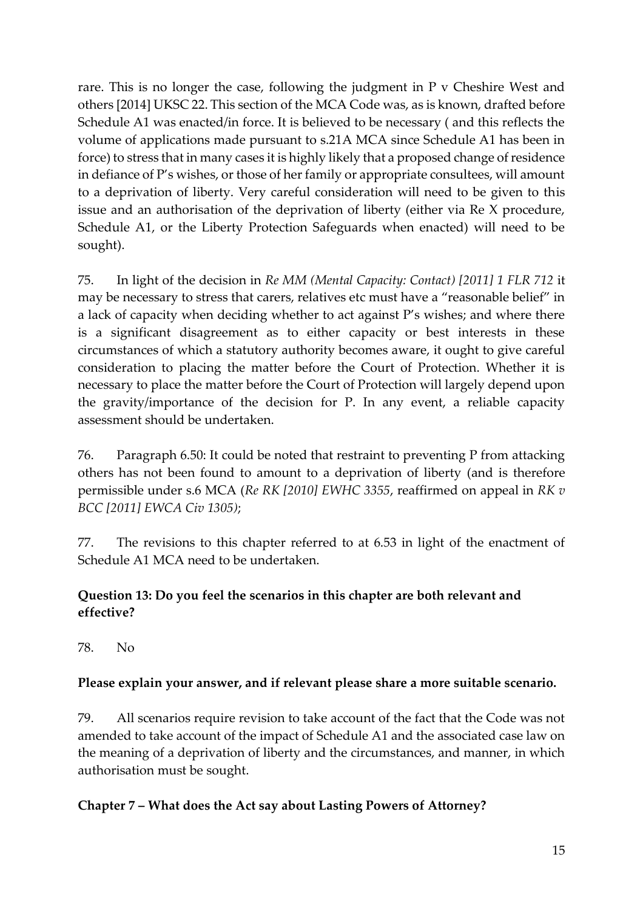rare. This is no longer the case, following the judgment in P v Cheshire West and others [2014] UKSC 22. This section of the MCA Code was, as is known, drafted before Schedule A1 was enacted/in force. It is believed to be necessary ( and this reflects the volume of applications made pursuant to s.21A MCA since Schedule A1 has been in force) to stress that in many cases it is highly likely that a proposed change of residence in defiance of P's wishes, or those of her family or appropriate consultees, will amount to a deprivation of liberty. Very careful consideration will need to be given to this issue and an authorisation of the deprivation of liberty (either via Re X procedure, Schedule A1, or the Liberty Protection Safeguards when enacted) will need to be sought).

75. In light of the decision in *Re MM (Mental Capacity: Contact) [2011] 1 FLR 712* it may be necessary to stress that carers, relatives etc must have a "reasonable belief" in a lack of capacity when deciding whether to act against P's wishes; and where there is a significant disagreement as to either capacity or best interests in these circumstances of which a statutory authority becomes aware, it ought to give careful consideration to placing the matter before the Court of Protection. Whether it is necessary to place the matter before the Court of Protection will largely depend upon the gravity/importance of the decision for P. In any event, a reliable capacity assessment should be undertaken.

76. Paragraph 6.50: It could be noted that restraint to preventing P from attacking others has not been found to amount to a deprivation of liberty (and is therefore permissible under s.6 MCA (*Re RK [2010] EWHC 3355*, reaffirmed on appeal in *RK v BCC [2011] EWCA Civ 1305)*;

77. The revisions to this chapter referred to at 6.53 in light of the enactment of Schedule A1 MCA need to be undertaken.

**Question 13: Do you feel the scenarios in this chapter are both relevant and effective?**

78. No

**Please explain your answer, and if relevant please share a more suitable scenario.**

79. All scenarios require revision to take account of the fact that the Code was not amended to take account of the impact of Schedule A1 and the associated case law on the meaning of a deprivation of liberty and the circumstances, and manner, in which authorisation must be sought.

**Chapter 7 – What does the Act say about Lasting Powers of Attorney?**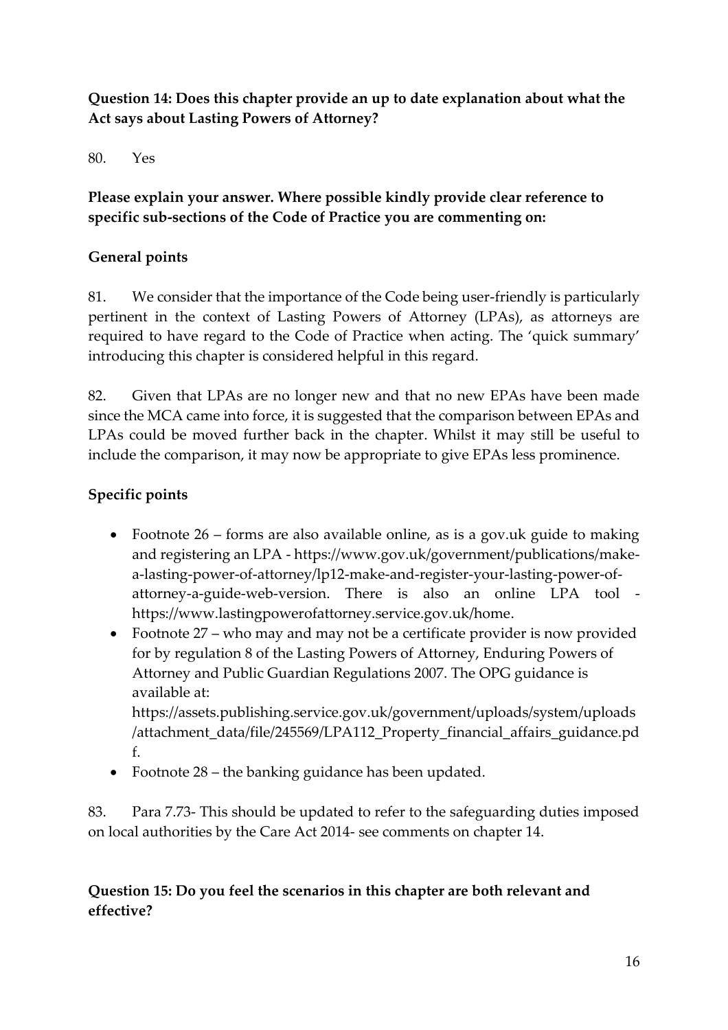**Question 14: Does this chapter provide an up to date explanation about what the Act says about Lasting Powers of Attorney?**

80. Yes

**Please explain your answer. Where possible kindly provide clear reference to specific sub-sections of the Code of Practice you are commenting on:**

**General points**

81. We consider that the importance of the Code being user-friendly is particularly pertinent in the context of Lasting Powers of Attorney (LPAs), as attorneys are required to have regard to the Code of Practice when acting. The 'quick summary' introducing this chapter is considered helpful in this regard.

82. Given that LPAs are no longer new and that no new EPAs have been made since the MCA came into force, it is suggested that the comparison between EPAs and LPAs could be moved further back in the chapter. Whilst it may still be useful to include the comparison, it may now be appropriate to give EPAs less prominence.

**Specific points**

- Footnote 26 – forms are also available online, as is a gov.uk guide to making and registering an LPA - https://www.gov.uk/government/publications/make-a-lasting-power-of-attorney/lp12-make-and-register-your-lasting-power-of-attorney-a-guide-web-version. There is also an online LPA tool - https://www.lastingpowerofattorney.service.gov.uk/home.
- Footnote 27 – who may and may not be a certificate provider is now provided for by regulation 8 of the Lasting Powers of Attorney, Enduring Powers of Attorney and Public Guardian Regulations 2007. The OPG guidance is available at: https://assets.publishing.service.gov.uk/government/uploads/system/uploads/attachment_data/file/245569/LPA112_Property_financial_affairs_guidance.pdf.
- Footnote 28 – the banking guidance has been updated.

83. Para 7.73- This should be updated to refer to the safeguarding duties imposed on local authorities by the Care Act 2014- see comments on chapter 14.

**Question 15: Do you feel the scenarios in this chapter are both relevant and effective?**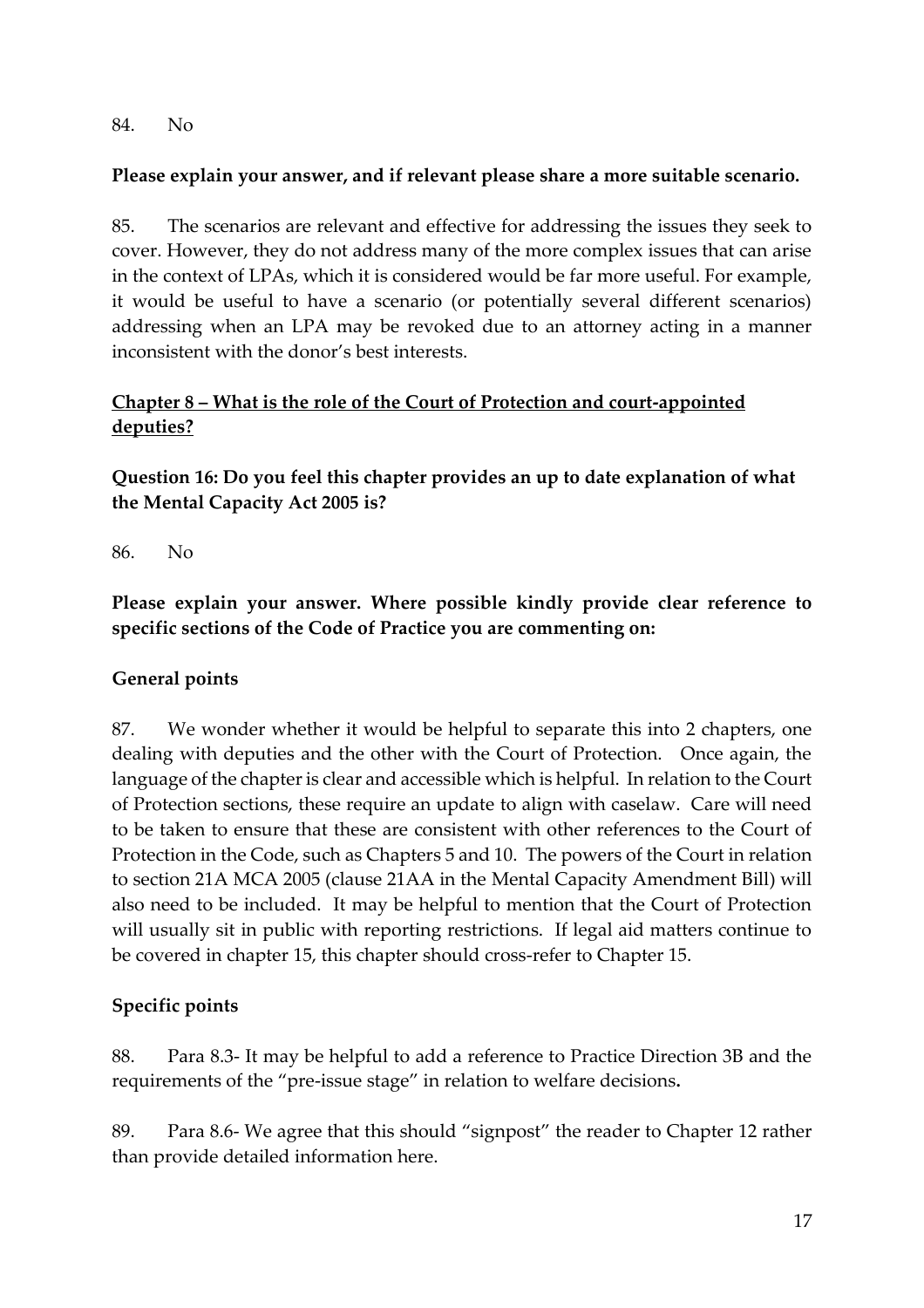84. No

**Please explain your answer, and if relevant please share a more suitable scenario.**

85. The scenarios are relevant and effective for addressing the issues they seek to cover. However, they do not address many of the more complex issues that can arise in the context of LPAs, which it is considered would be far more useful. For example, it would be useful to have a scenario (or potentially several different scenarios) addressing when an LPA may be revoked due to an attorney acting in a manner inconsistent with the donor's best interests.

## Chapter 8 – What is the role of the Court of Protection and court-appointed deputies?

**Question 16: Do you feel this chapter provides an up to date explanation of what the Mental Capacity Act 2005 is?**

86. No

**Please explain your answer. Where possible kindly provide clear reference to specific sections of the Code of Practice you are commenting on:**

**General points**

87. We wonder whether it would be helpful to separate this into 2 chapters, one dealing with deputies and the other with the Court of Protection. Once again, the language of the chapter is clear and accessible which is helpful. In relation to the Court of Protection sections, these require an update to align with caselaw. Care will need to be taken to ensure that these are consistent with other references to the Court of Protection in the Code, such as Chapters 5 and 10. The powers of the Court in relation to section 21A MCA 2005 (clause 21AA in the Mental Capacity Amendment Bill) will also need to be included. It may be helpful to mention that the Court of Protection will usually sit in public with reporting restrictions. If legal aid matters continue to be covered in chapter 15, this chapter should cross-refer to Chapter 15.

**Specific points**

88. Para 8.3- It may be helpful to add a reference to Practice Direction 3B and the requirements of the "pre-issue stage" in relation to welfare decisions**.**

89. Para 8.6- We agree that this should "signpost" the reader to Chapter 12 rather than provide detailed information here.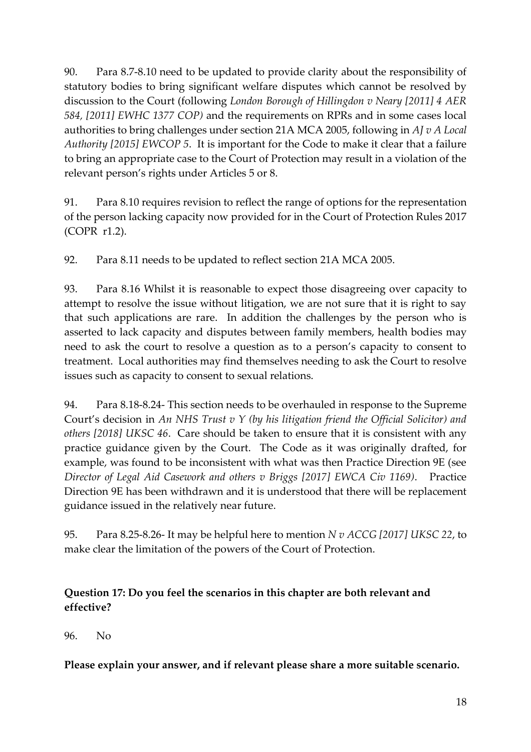90. Para 8.7-8.10 need to be updated to provide clarity about the responsibility of statutory bodies to bring significant welfare disputes which cannot be resolved by discussion to the Court (following *London Borough of Hillingdon v Neary [2011] 4 AER 584, [2011] EWHC 1377 COP)* and the requirements on RPRs and in some cases local authorities to bring challenges under section 21A MCA 2005, following in *AJ v A Local Authority [2015] EWCOP 5*. It is important for the Code to make it clear that a failure to bring an appropriate case to the Court of Protection may result in a violation of the relevant person's rights under Articles 5 or 8.

91. Para 8.10 requires revision to reflect the range of options for the representation of the person lacking capacity now provided for in the Court of Protection Rules 2017 (COPR r1.2).

92. Para 8.11 needs to be updated to reflect section 21A MCA 2005.

93. Para 8.16 Whilst it is reasonable to expect those disagreeing over capacity to attempt to resolve the issue without litigation, we are not sure that it is right to say that such applications are rare. In addition the challenges by the person who is asserted to lack capacity and disputes between family members, health bodies may need to ask the court to resolve a question as to a person's capacity to consent to treatment. Local authorities may find themselves needing to ask the Court to resolve issues such as capacity to consent to sexual relations.

94. Para 8.18-8.24- This section needs to be overhauled in response to the Supreme Court's decision in *An NHS Trust v Y (by his litigation friend the Official Solicitor) and others [2018] UKSC 46*. Care should be taken to ensure that it is consistent with any practice guidance given by the Court. The Code as it was originally drafted, for example, was found to be inconsistent with what was then Practice Direction 9E (see *Director of Legal Aid Casework and others v Briggs [2017] EWCA Civ 1169)*. Practice Direction 9E has been withdrawn and it is understood that there will be replacement guidance issued in the relatively near future.

95. Para 8.25-8.26- It may be helpful here to mention *N v ACCG [2017] UKSC 22*, to make clear the limitation of the powers of the Court of Protection.

**Question 17: Do you feel the scenarios in this chapter are both relevant and effective?**

96. No

**Please explain your answer, and if relevant please share a more suitable scenario.**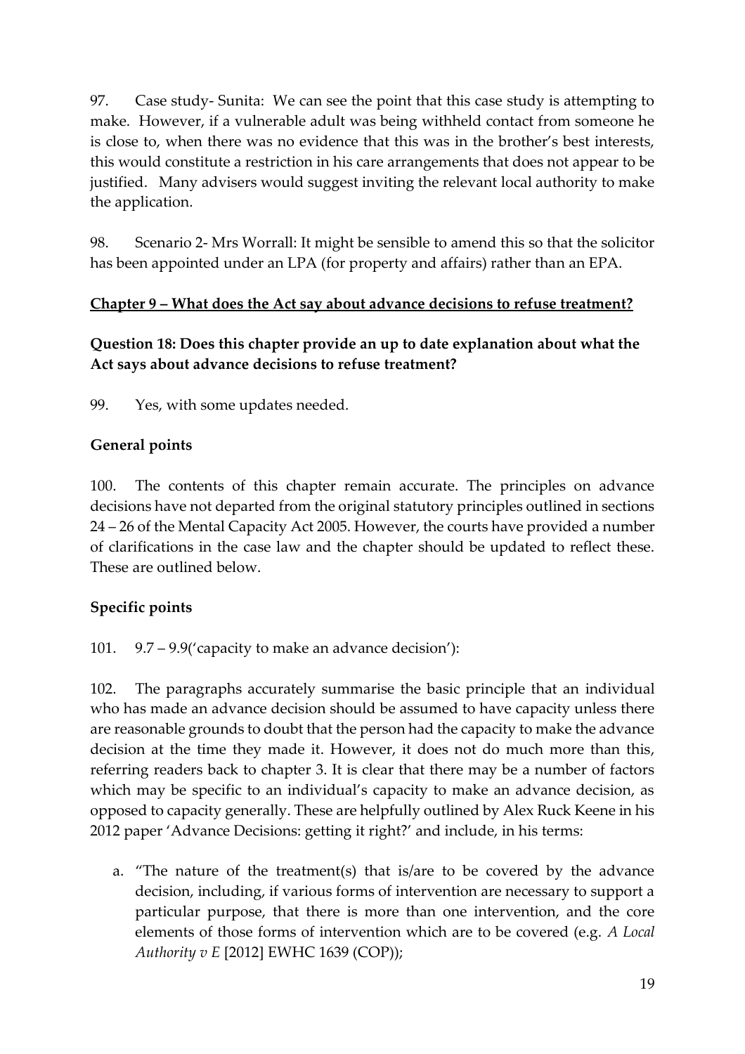97. Case study- Sunita: We can see the point that this case study is attempting to make. However, if a vulnerable adult was being withheld contact from someone he is close to, when there was no evidence that this was in the brother's best interests, this would constitute a restriction in his care arrangements that does not appear to be justified. Many advisers would suggest inviting the relevant local authority to make the application.

98. Scenario 2- Mrs Worrall: It might be sensible to amend this so that the solicitor has been appointed under an LPA (for property and affairs) rather than an EPA.

## <u>Chapter 9 – What does the Act say about advance decisions to refuse treatment?</u>

### Question 18: Does this chapter provide an up to date explanation about what the Act says about advance decisions to refuse treatment?

99. Yes, with some updates needed.

### General points

100. The contents of this chapter remain accurate. The principles on advance decisions have not departed from the original statutory principles outlined in sections 24 – 26 of the Mental Capacity Act 2005. However, the courts have provided a number of clarifications in the case law and the chapter should be updated to reflect these. These are outlined below.

### Specific points

101. 9.7 – 9.9('capacity to make an advance decision'):

102. The paragraphs accurately summarise the basic principle that an individual who has made an advance decision should be assumed to have capacity unless there are reasonable grounds to doubt that the person had the capacity to make the advance decision at the time they made it. However, it does not do much more than this, referring readers back to chapter 3. It is clear that there may be a number of factors which may be specific to an individual's capacity to make an advance decision, as opposed to capacity generally. These are helpfully outlined by Alex Ruck Keene in his 2012 paper 'Advance Decisions: getting it right?' and include, in his terms:

a. "The nature of the treatment(s) that is/are to be covered by the advance decision, including, if various forms of intervention are necessary to support a particular purpose, that there is more than one intervention, and the core elements of those forms of intervention which are to be covered (e.g. *A Local Authority v E* [2012] EWHC 1639 (COP));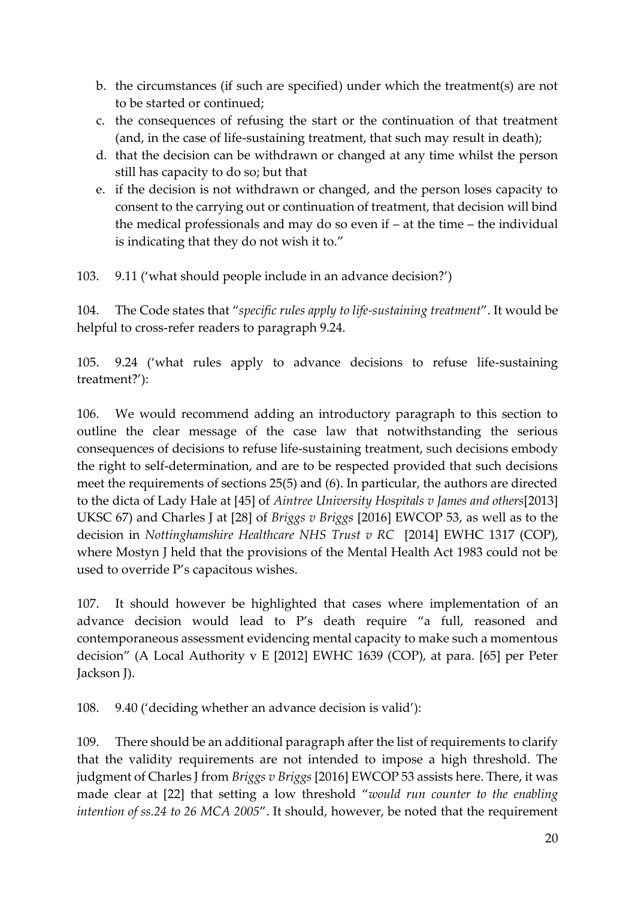b. the circumstances (if such are specified) under which the treatment(s) are not to be started or continued;
c. the consequences of refusing the start or the continuation of that treatment (and, in the case of life-sustaining treatment, that such may result in death);
d. that the decision can be withdrawn or changed at any time whilst the person still has capacity to do so; but that
e. if the decision is not withdrawn or changed, and the person loses capacity to consent to the carrying out or continuation of treatment, that decision will bind the medical professionals and may do so even if – at the time – the individual is indicating that they do not wish it to."

103. 9.11 ('what should people include in an advance decision?')

104. The Code states that "*specific rules apply to life-sustaining treatment*". It would be helpful to cross-refer readers to paragraph 9.24.

105. 9.24 ('what rules apply to advance decisions to refuse life-sustaining treatment?'):

106. We would recommend adding an introductory paragraph to this section to outline the clear message of the case law that notwithstanding the serious consequences of decisions to refuse life-sustaining treatment, such decisions embody the right to self-determination, and are to be respected provided that such decisions meet the requirements of sections 25(5) and (6). In particular, the authors are directed to the dicta of Lady Hale at [45] of *Aintree University Hospitals v James and others*[2013] UKSC 67) and Charles J at [28] of *Briggs v Briggs* [2016] EWCOP 53, as well as to the decision in *Nottinghamshire Healthcare NHS Trust v RC* [2014] EWHC 1317 (COP), where Mostyn J held that the provisions of the Mental Health Act 1983 could not be used to override P's capacitous wishes.

107. It should however be highlighted that cases where implementation of an advance decision would lead to P's death require "a full, reasoned and contemporaneous assessment evidencing mental capacity to make such a momentous decision" (A Local Authority v E [2012] EWHC 1639 (COP), at para. [65] per Peter Jackson J).

108. 9.40 ('deciding whether an advance decision is valid'):

109. There should be an additional paragraph after the list of requirements to clarify that the validity requirements are not intended to impose a high threshold. The judgment of Charles J from *Briggs v Briggs* [2016] EWCOP 53 assists here. There, it was made clear at [22] that setting a low threshold "*would run counter to the enabling intention of ss.24 to 26 MCA 2005*". It should, however, be noted that the requirement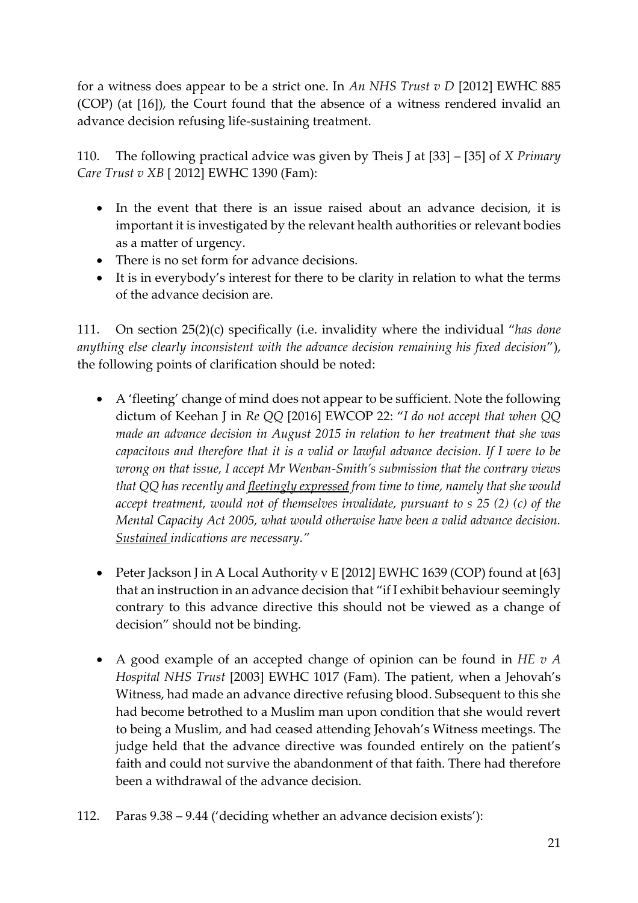for a witness does appear to be a strict one. In *An NHS Trust v D* [2012] EWHC 885 (COP) (at [16]), the Court found that the absence of a witness rendered invalid an advance decision refusing life-sustaining treatment.

110. The following practical advice was given by Theis J at [33] – [35] of *X Primary Care Trust v XB* [ 2012] EWHC 1390 (Fam):

- In the event that there is an issue raised about an advance decision, it is important it is investigated by the relevant health authorities or relevant bodies as a matter of urgency.
- There is no set form for advance decisions.
- It is in everybody's interest for there to be clarity in relation to what the terms of the advance decision are.

111. On section 25(2)(c) specifically (i.e. invalidity where the individual "*has done anything else clearly inconsistent with the advance decision remaining his fixed decision*"), the following points of clarification should be noted:

- A 'fleeting' change of mind does not appear to be sufficient. Note the following dictum of Keehan J in *Re QQ* [2016] EWCOP 22: "*I do not accept that when QQ made an advance decision in August 2015 in relation to her treatment that she was capacitous and therefore that it is a valid or lawful advance decision. If I were to be wrong on that issue, I accept Mr Wenban-Smith's submission that the contrary views that QQ has recently and <u>fleetingly expressed</u> from time to time, namely that she would accept treatment, would not of themselves invalidate, pursuant to s 25 (2) (c) of the Mental Capacity Act 2005, what would otherwise have been a valid advance decision. <u>Sustained</u> indications are necessary.*"

- Peter Jackson J in A Local Authority v E [2012] EWHC 1639 (COP) found at [63] that an instruction in an advance decision that "if I exhibit behaviour seemingly contrary to this advance directive this should not be viewed as a change of decision" should not be binding.

- A good example of an accepted change of opinion can be found in *HE v A Hospital NHS Trust* [2003] EWHC 1017 (Fam). The patient, when a Jehovah's Witness, had made an advance directive refusing blood. Subsequent to this she had become betrothed to a Muslim man upon condition that she would revert to being a Muslim, and had ceased attending Jehovah's Witness meetings. The judge held that the advance directive was founded entirely on the patient's faith and could not survive the abandonment of that faith. There had therefore been a withdrawal of the advance decision.

112. Paras 9.38 – 9.44 ('deciding whether an advance decision exists'):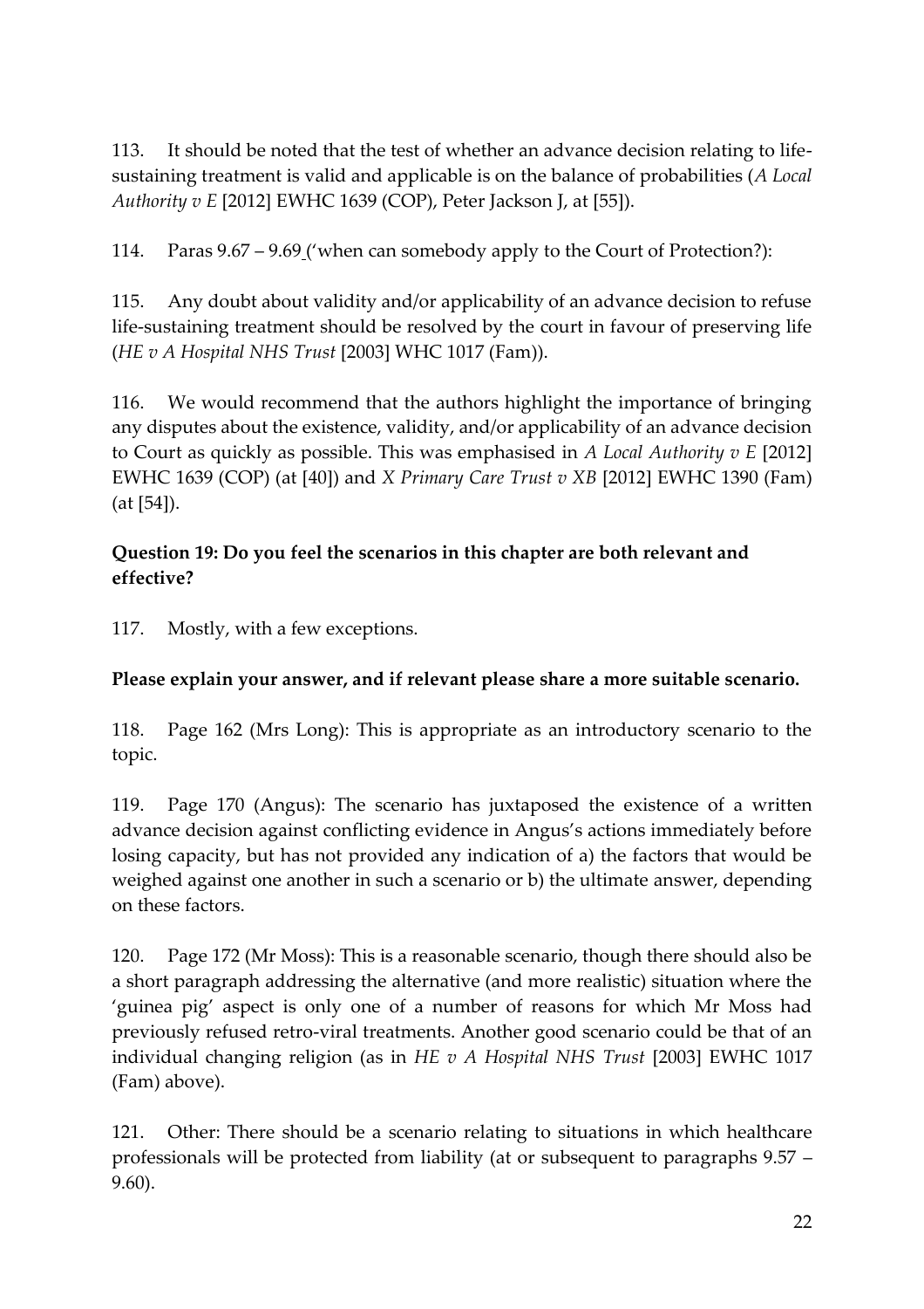113. It should be noted that the test of whether an advance decision relating to life-sustaining treatment is valid and applicable is on the balance of probabilities (*A Local Authority v E* [2012] EWHC 1639 (COP), Peter Jackson J, at [55]).

114. Paras 9.67 – 9.69 ('when can somebody apply to the Court of Protection?):

115. Any doubt about validity and/or applicability of an advance decision to refuse life-sustaining treatment should be resolved by the court in favour of preserving life (*HE v A Hospital NHS Trust* [2003] WHC 1017 (Fam)).

116. We would recommend that the authors highlight the importance of bringing any disputes about the existence, validity, and/or applicability of an advance decision to Court as quickly as possible. This was emphasised in *A Local Authority v E* [2012] EWHC 1639 (COP) (at [40]) and *X Primary Care Trust v XB* [2012] EWHC 1390 (Fam) (at [54]).

**Question 19: Do you feel the scenarios in this chapter are both relevant and effective?**

117. Mostly, with a few exceptions.

**Please explain your answer, and if relevant please share a more suitable scenario.**

118. Page 162 (Mrs Long): This is appropriate as an introductory scenario to the topic.

119. Page 170 (Angus): The scenario has juxtaposed the existence of a written advance decision against conflicting evidence in Angus's actions immediately before losing capacity, but has not provided any indication of a) the factors that would be weighed against one another in such a scenario or b) the ultimate answer, depending on these factors.

120. Page 172 (Mr Moss): This is a reasonable scenario, though there should also be a short paragraph addressing the alternative (and more realistic) situation where the 'guinea pig' aspect is only one of a number of reasons for which Mr Moss had previously refused retro-viral treatments. Another good scenario could be that of an individual changing religion (as in *HE v A Hospital NHS Trust* [2003] EWHC 1017 (Fam) above).

121. Other: There should be a scenario relating to situations in which healthcare professionals will be protected from liability (at or subsequent to paragraphs 9.57 – 9.60).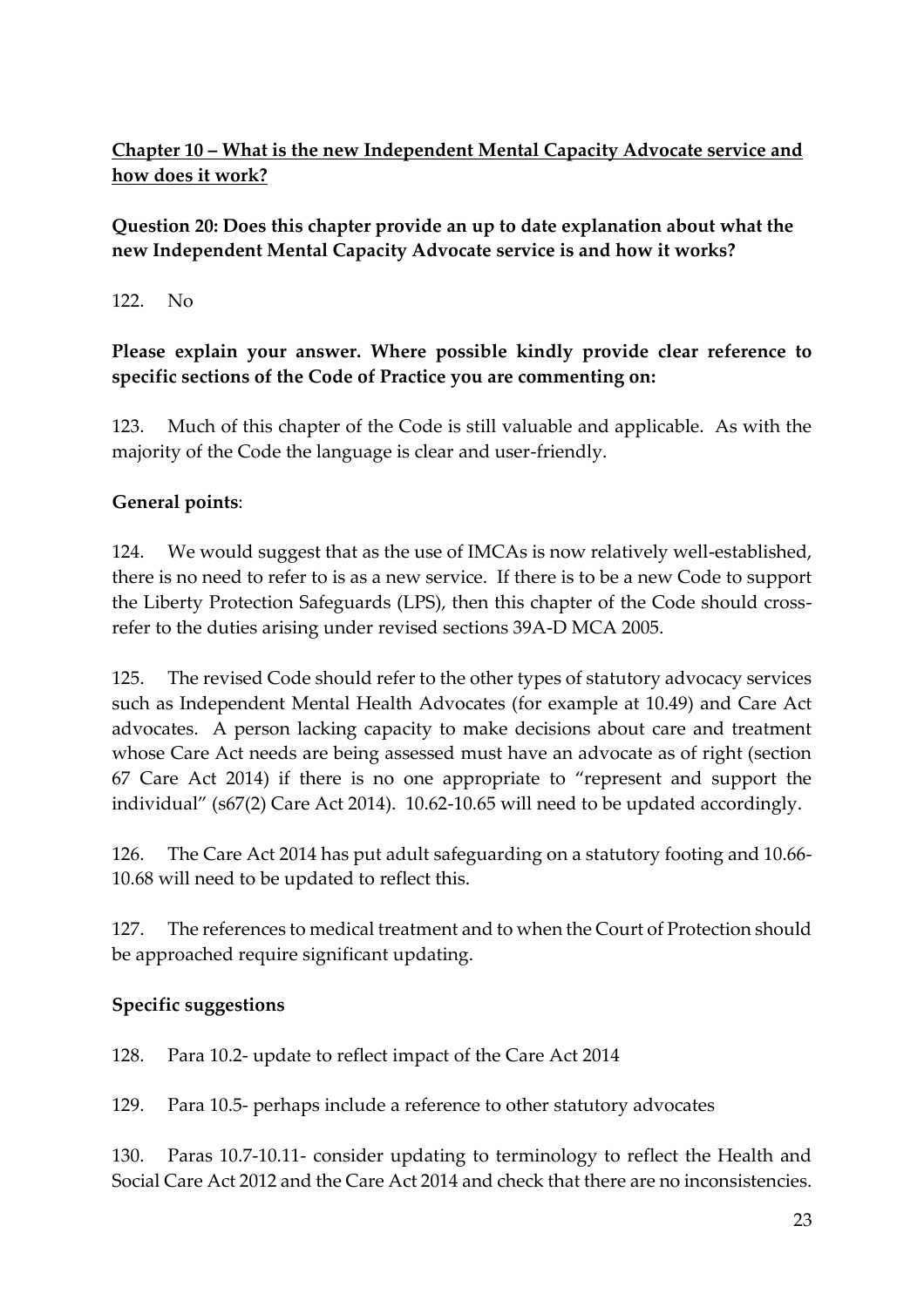**<u>Chapter 10 – What is the new Independent Mental Capacity Advocate service and how does it work?</u>**

**Question 20: Does this chapter provide an up to date explanation about what the new Independent Mental Capacity Advocate service is and how it works?**

122. No

**Please explain your answer. Where possible kindly provide clear reference to specific sections of the Code of Practice you are commenting on:**

123. Much of this chapter of the Code is still valuable and applicable. As with the majority of the Code the language is clear and user-friendly.

**General points**:

124. We would suggest that as the use of IMCAs is now relatively well-established, there is no need to refer to is as a new service. If there is to be a new Code to support the Liberty Protection Safeguards (LPS), then this chapter of the Code should cross-refer to the duties arising under revised sections 39A-D MCA 2005.

125. The revised Code should refer to the other types of statutory advocacy services such as Independent Mental Health Advocates (for example at 10.49) and Care Act advocates. A person lacking capacity to make decisions about care and treatment whose Care Act needs are being assessed must have an advocate as of right (section 67 Care Act 2014) if there is no one appropriate to "represent and support the individual" (s67(2) Care Act 2014). 10.62-10.65 will need to be updated accordingly.

126. The Care Act 2014 has put adult safeguarding on a statutory footing and 10.66-10.68 will need to be updated to reflect this.

127. The references to medical treatment and to when the Court of Protection should be approached require significant updating.

**Specific suggestions**

128. Para 10.2- update to reflect impact of the Care Act 2014

129. Para 10.5- perhaps include a reference to other statutory advocates

130. Paras 10.7-10.11- consider updating to terminology to reflect the Health and Social Care Act 2012 and the Care Act 2014 and check that there are no inconsistencies.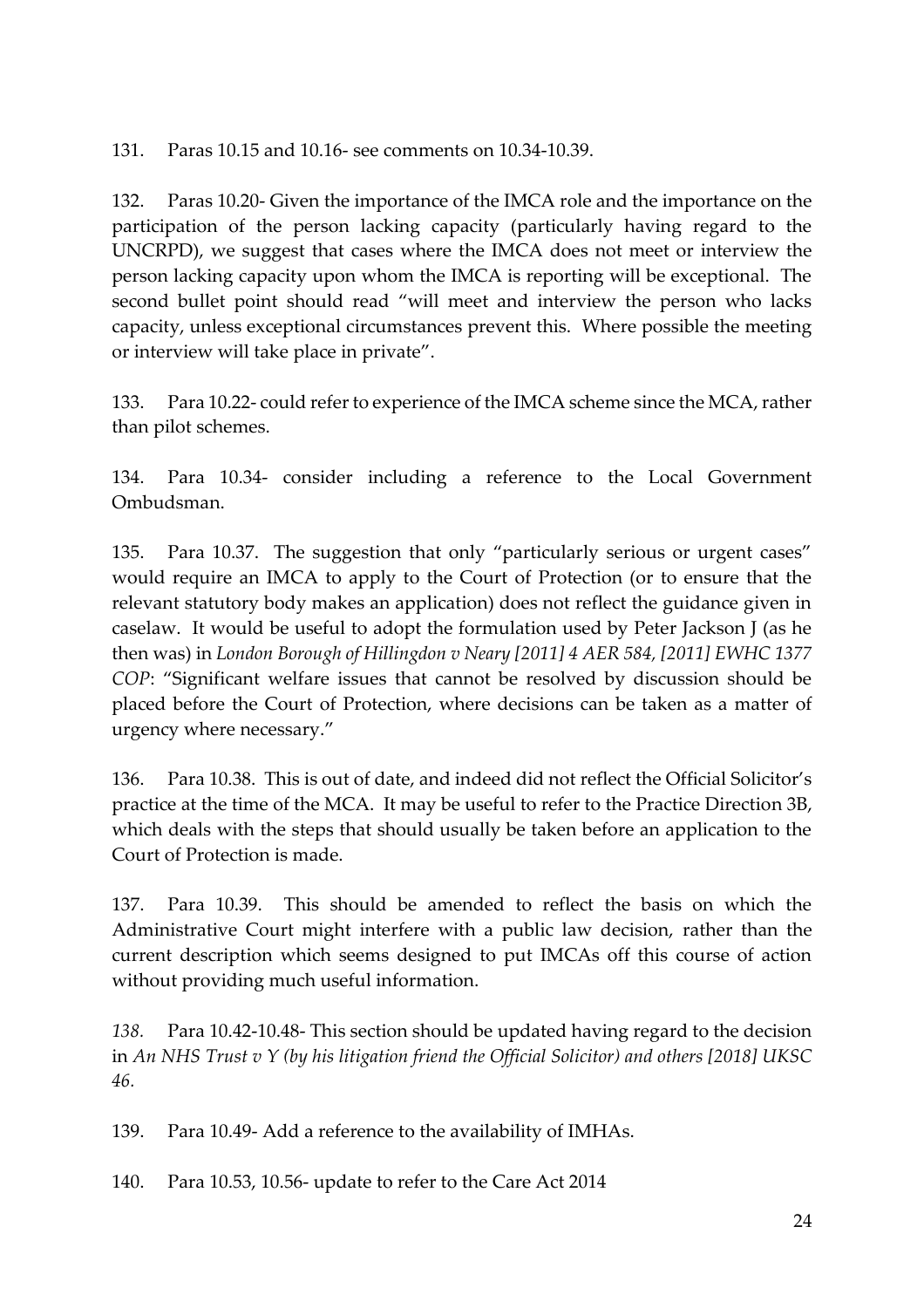131. Paras 10.15 and 10.16- see comments on 10.34-10.39.

132. Paras 10.20- Given the importance of the IMCA role and the importance on the participation of the person lacking capacity (particularly having regard to the UNCRPD), we suggest that cases where the IMCA does not meet or interview the person lacking capacity upon whom the IMCA is reporting will be exceptional. The second bullet point should read "will meet and interview the person who lacks capacity, unless exceptional circumstances prevent this. Where possible the meeting or interview will take place in private".

133. Para 10.22- could refer to experience of the IMCA scheme since the MCA, rather than pilot schemes.

134. Para 10.34- consider including a reference to the Local Government Ombudsman.

135. Para 10.37. The suggestion that only "particularly serious or urgent cases" would require an IMCA to apply to the Court of Protection (or to ensure that the relevant statutory body makes an application) does not reflect the guidance given in caselaw. It would be useful to adopt the formulation used by Peter Jackson J (as he then was) in *London Borough of Hillingdon v Neary [2011] 4 AER 584, [2011] EWHC 1377 COP*: "Significant welfare issues that cannot be resolved by discussion should be placed before the Court of Protection, where decisions can be taken as a matter of urgency where necessary."

136. Para 10.38. This is out of date, and indeed did not reflect the Official Solicitor's practice at the time of the MCA. It may be useful to refer to the Practice Direction 3B, which deals with the steps that should usually be taken before an application to the Court of Protection is made.

137. Para 10.39. This should be amended to reflect the basis on which the Administrative Court might interfere with a public law decision, rather than the current description which seems designed to put IMCAs off this course of action without providing much useful information.

*138.* Para 10.42-10.48- This section should be updated having regard to the decision in *An NHS Trust v Y (by his litigation friend the Official Solicitor) and others [2018] UKSC 46*.

139. Para 10.49- Add a reference to the availability of IMHAs.

140. Para 10.53, 10.56- update to refer to the Care Act 2014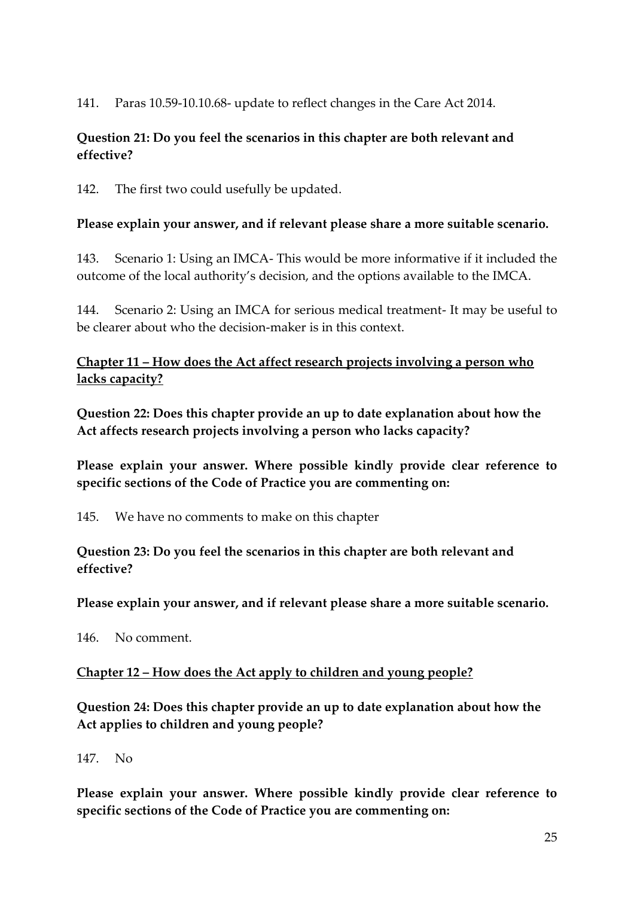141. Paras 10.59-10.10.68- update to reflect changes in the Care Act 2014.

**Question 21: Do you feel the scenarios in this chapter are both relevant and effective?**

142. The first two could usefully be updated.

**Please explain your answer, and if relevant please share a more suitable scenario.**

143. Scenario 1: Using an IMCA- This would be more informative if it included the outcome of the local authority's decision, and the options available to the IMCA.

144. Scenario 2: Using an IMCA for serious medical treatment- It may be useful to be clearer about who the decision-maker is in this context.

**<u>Chapter 11 – How does the Act affect research projects involving a person who lacks capacity?</u>**

**Question 22: Does this chapter provide an up to date explanation about how the Act affects research projects involving a person who lacks capacity?**

**Please explain your answer. Where possible kindly provide clear reference to specific sections of the Code of Practice you are commenting on:**

145. We have no comments to make on this chapter

**Question 23: Do you feel the scenarios in this chapter are both relevant and effective?**

**Please explain your answer, and if relevant please share a more suitable scenario.**

146. No comment.

**<u>Chapter 12 – How does the Act apply to children and young people?</u>**

**Question 24: Does this chapter provide an up to date explanation about how the Act applies to children and young people?**

147. No

**Please explain your answer. Where possible kindly provide clear reference to specific sections of the Code of Practice you are commenting on:**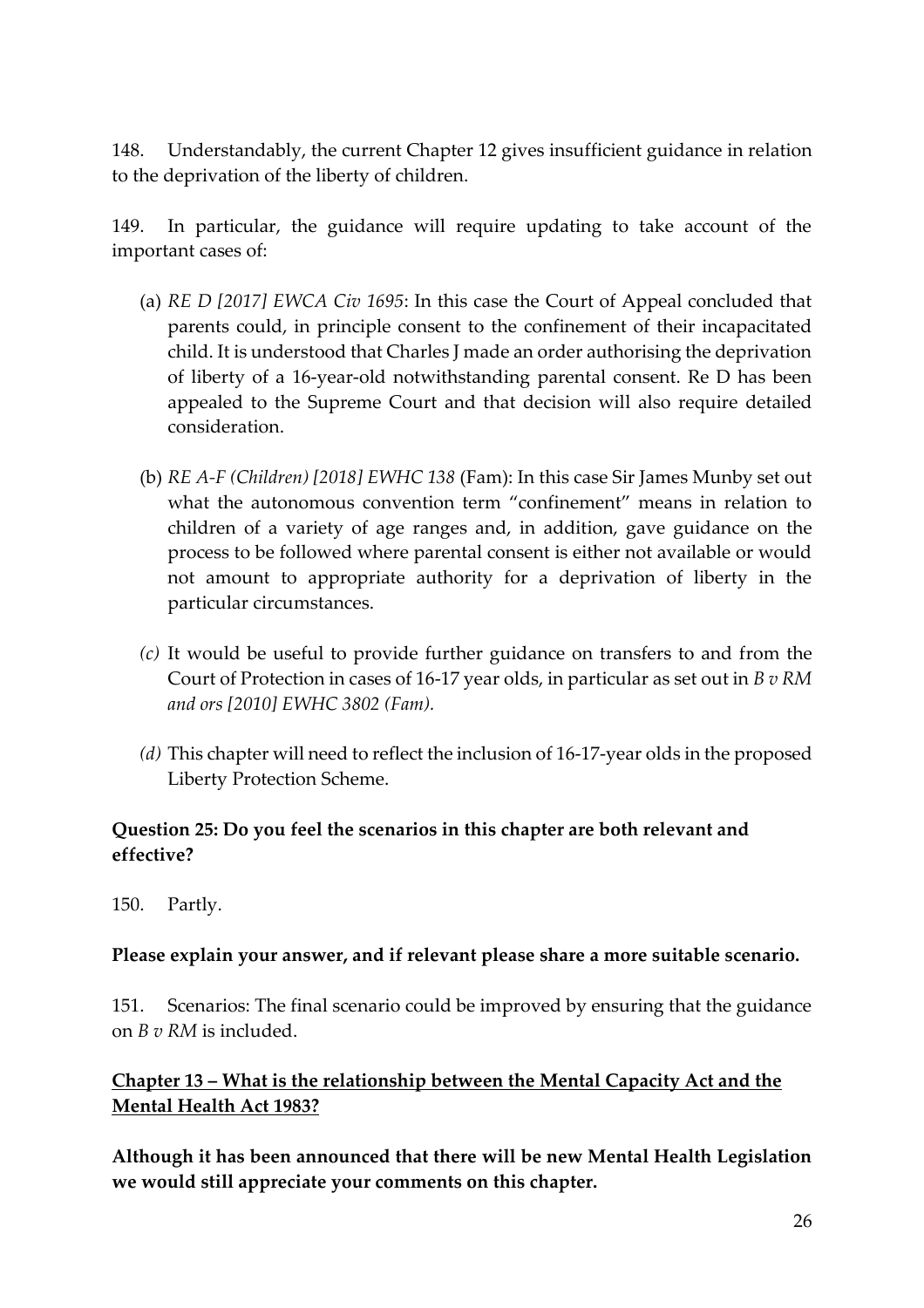148. Understandably, the current Chapter 12 gives insufficient guidance in relation to the deprivation of the liberty of children.

149. In particular, the guidance will require updating to take account of the important cases of:

(a) *RE D [2017] EWCA Civ 1695*: In this case the Court of Appeal concluded that parents could, in principle consent to the confinement of their incapacitated child. It is understood that Charles J made an order authorising the deprivation of liberty of a 16-year-old notwithstanding parental consent. Re D has been appealed to the Supreme Court and that decision will also require detailed consideration.

(b) *RE A-F (Children) [2018] EWHC 138* (Fam): In this case Sir James Munby set out what the autonomous convention term "confinement" means in relation to children of a variety of age ranges and, in addition, gave guidance on the process to be followed where parental consent is either not available or would not amount to appropriate authority for a deprivation of liberty in the particular circumstances.

*(c)* It would be useful to provide further guidance on transfers to and from the Court of Protection in cases of 16-17 year olds, in particular as set out in *B v RM and ors [2010] EWHC 3802 (Fam).*

*(d)* This chapter will need to reflect the inclusion of 16-17-year olds in the proposed Liberty Protection Scheme.

**Question 25: Do you feel the scenarios in this chapter are both relevant and effective?**

150. Partly.

**Please explain your answer, and if relevant please share a more suitable scenario.**

151. Scenarios: The final scenario could be improved by ensuring that the guidance on *B v RM* is included.

**<u>Chapter 13 – What is the relationship between the Mental Capacity Act and the Mental Health Act 1983?</u>**

**Although it has been announced that there will be new Mental Health Legislation we would still appreciate your comments on this chapter.**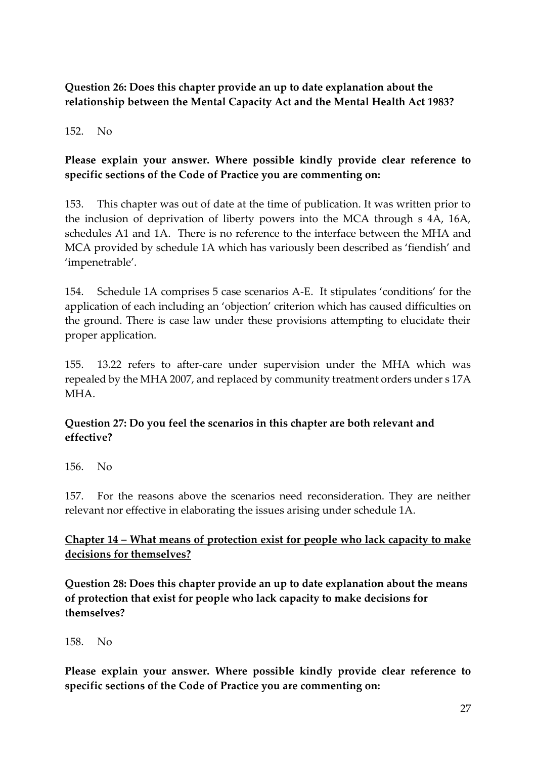**Question 26: Does this chapter provide an up to date explanation about the relationship between the Mental Capacity Act and the Mental Health Act 1983?**

152. No

**Please explain your answer. Where possible kindly provide clear reference to specific sections of the Code of Practice you are commenting on:**

153. This chapter was out of date at the time of publication. It was written prior to the inclusion of deprivation of liberty powers into the MCA through s 4A, 16A, schedules A1 and 1A. There is no reference to the interface between the MHA and MCA provided by schedule 1A which has variously been described as 'fiendish' and 'impenetrable'.

154. Schedule 1A comprises 5 case scenarios A-E. It stipulates 'conditions' for the application of each including an 'objection' criterion which has caused difficulties on the ground. There is case law under these provisions attempting to elucidate their proper application.

155. 13.22 refers to after-care under supervision under the MHA which was repealed by the MHA 2007, and replaced by community treatment orders under s 17A MHA.

**Question 27: Do you feel the scenarios in this chapter are both relevant and effective?**

156. No

157. For the reasons above the scenarios need reconsideration. They are neither relevant nor effective in elaborating the issues arising under schedule 1A.

**<u>Chapter 14 – What means of protection exist for people who lack capacity to make decisions for themselves?</u>**

**Question 28: Does this chapter provide an up to date explanation about the means of protection that exist for people who lack capacity to make decisions for themselves?**

158. No

**Please explain your answer. Where possible kindly provide clear reference to specific sections of the Code of Practice you are commenting on:**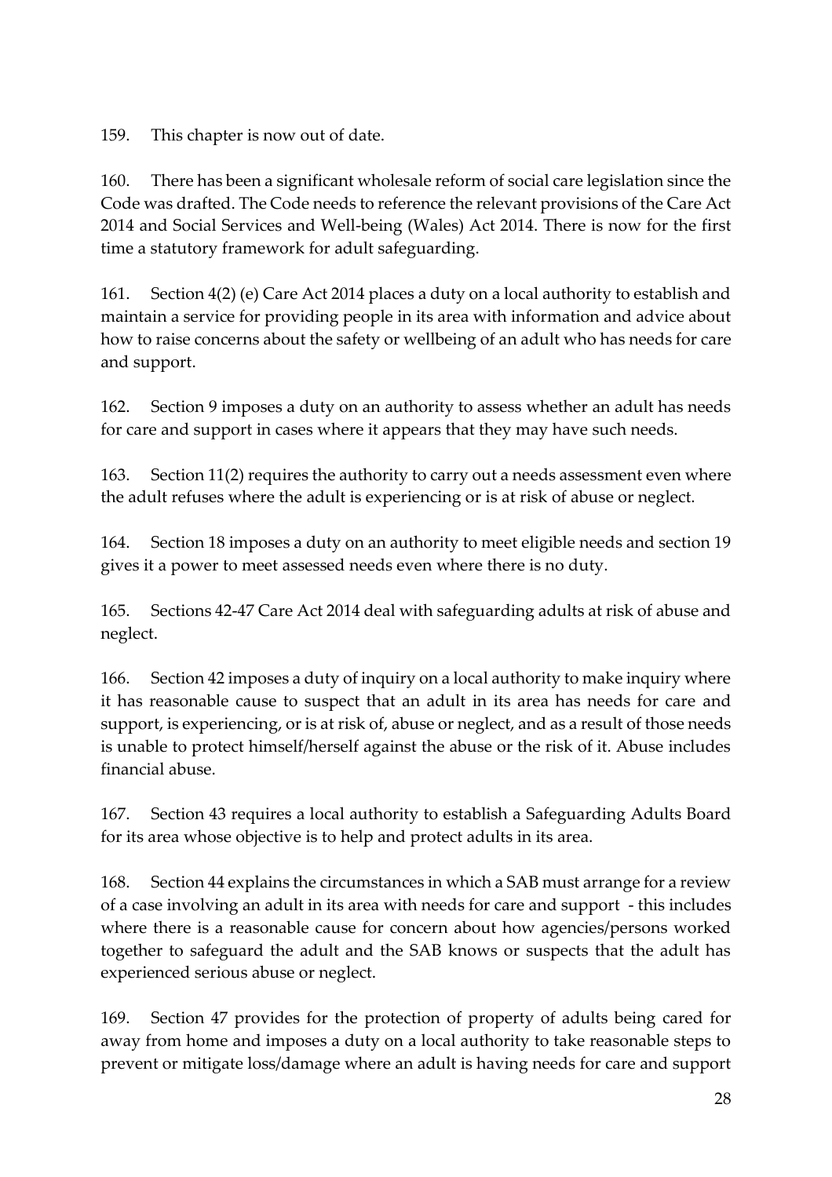159. This chapter is now out of date.

160. There has been a significant wholesale reform of social care legislation since the Code was drafted. The Code needs to reference the relevant provisions of the Care Act 2014 and Social Services and Well-being (Wales) Act 2014. There is now for the first time a statutory framework for adult safeguarding.

161. Section 4(2) (e) Care Act 2014 places a duty on a local authority to establish and maintain a service for providing people in its area with information and advice about how to raise concerns about the safety or wellbeing of an adult who has needs for care and support.

162. Section 9 imposes a duty on an authority to assess whether an adult has needs for care and support in cases where it appears that they may have such needs.

163. Section 11(2) requires the authority to carry out a needs assessment even where the adult refuses where the adult is experiencing or is at risk of abuse or neglect.

164. Section 18 imposes a duty on an authority to meet eligible needs and section 19 gives it a power to meet assessed needs even where there is no duty.

165. Sections 42-47 Care Act 2014 deal with safeguarding adults at risk of abuse and neglect.

166. Section 42 imposes a duty of inquiry on a local authority to make inquiry where it has reasonable cause to suspect that an adult in its area has needs for care and support, is experiencing, or is at risk of, abuse or neglect, and as a result of those needs is unable to protect himself/herself against the abuse or the risk of it. Abuse includes financial abuse.

167. Section 43 requires a local authority to establish a Safeguarding Adults Board for its area whose objective is to help and protect adults in its area.

168. Section 44 explains the circumstances in which a SAB must arrange for a review of a case involving an adult in its area with needs for care and support - this includes where there is a reasonable cause for concern about how agencies/persons worked together to safeguard the adult and the SAB knows or suspects that the adult has experienced serious abuse or neglect.

169. Section 47 provides for the protection of property of adults being cared for away from home and imposes a duty on a local authority to take reasonable steps to prevent or mitigate loss/damage where an adult is having needs for care and support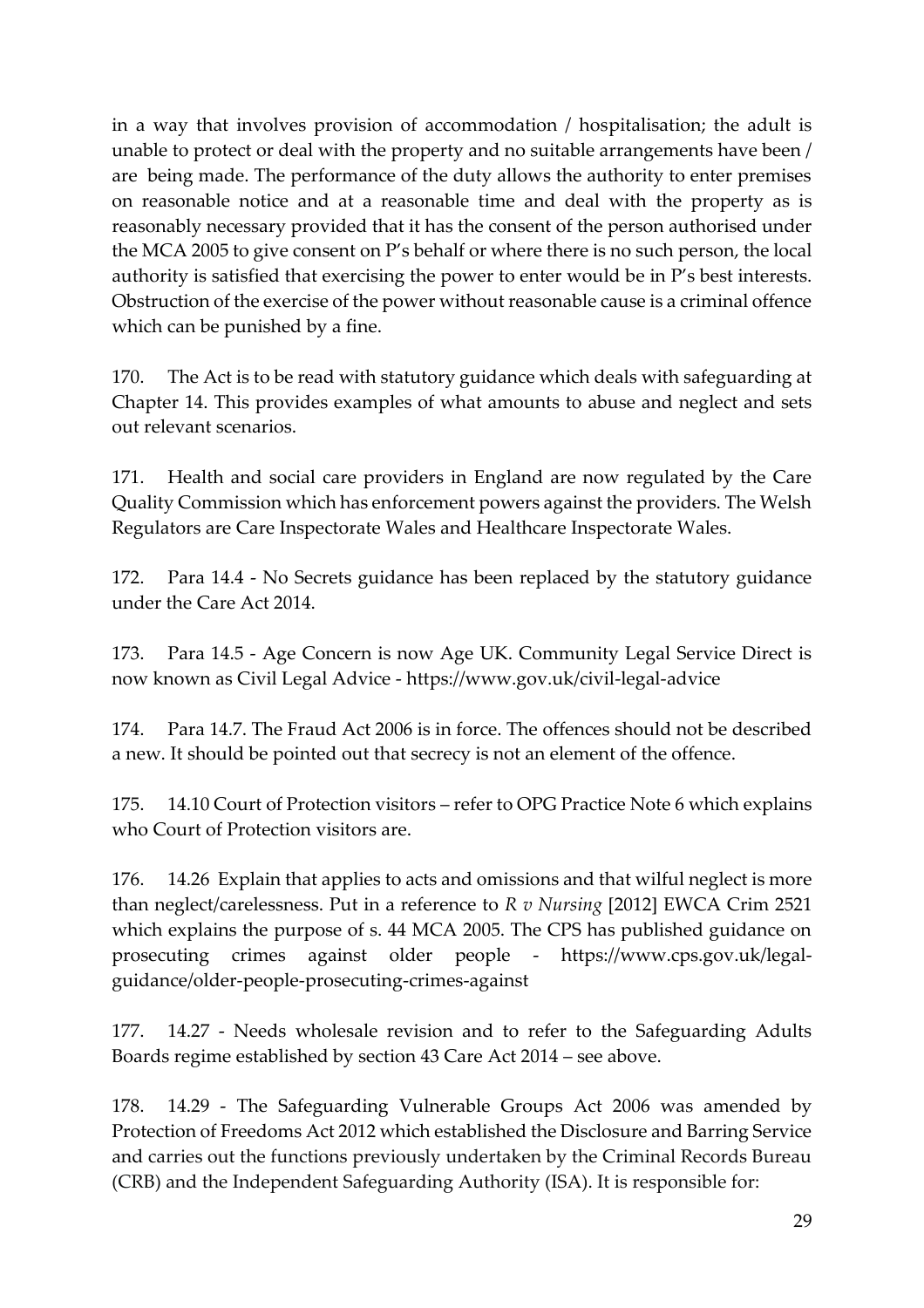in a way that involves provision of accommodation / hospitalisation; the adult is unable to protect or deal with the property and no suitable arrangements have been / are being made. The performance of the duty allows the authority to enter premises on reasonable notice and at a reasonable time and deal with the property as is reasonably necessary provided that it has the consent of the person authorised under the MCA 2005 to give consent on P's behalf or where there is no such person, the local authority is satisfied that exercising the power to enter would be in P's best interests. Obstruction of the exercise of the power without reasonable cause is a criminal offence which can be punished by a fine.

170. The Act is to be read with statutory guidance which deals with safeguarding at Chapter 14. This provides examples of what amounts to abuse and neglect and sets out relevant scenarios.

171. Health and social care providers in England are now regulated by the Care Quality Commission which has enforcement powers against the providers. The Welsh Regulators are Care Inspectorate Wales and Healthcare Inspectorate Wales.

172. Para 14.4 - No Secrets guidance has been replaced by the statutory guidance under the Care Act 2014.

173. Para 14.5 - Age Concern is now Age UK. Community Legal Service Direct is now known as Civil Legal Advice - https://www.gov.uk/civil-legal-advice

174. Para 14.7. The Fraud Act 2006 is in force. The offences should not be described a new. It should be pointed out that secrecy is not an element of the offence.

175. 14.10 Court of Protection visitors – refer to OPG Practice Note 6 which explains who Court of Protection visitors are.

176. 14.26 Explain that applies to acts and omissions and that wilful neglect is more than neglect/carelessness. Put in a reference to *R v Nursing* [2012] EWCA Crim 2521 which explains the purpose of s. 44 MCA 2005. The CPS has published guidance on prosecuting crimes against older people - https://www.cps.gov.uk/legal-guidance/older-people-prosecuting-crimes-against

177. 14.27 - Needs wholesale revision and to refer to the Safeguarding Adults Boards regime established by section 43 Care Act 2014 – see above.

178. 14.29 - The Safeguarding Vulnerable Groups Act 2006 was amended by Protection of Freedoms Act 2012 which established the Disclosure and Barring Service and carries out the functions previously undertaken by the Criminal Records Bureau (CRB) and the Independent Safeguarding Authority (ISA). It is responsible for: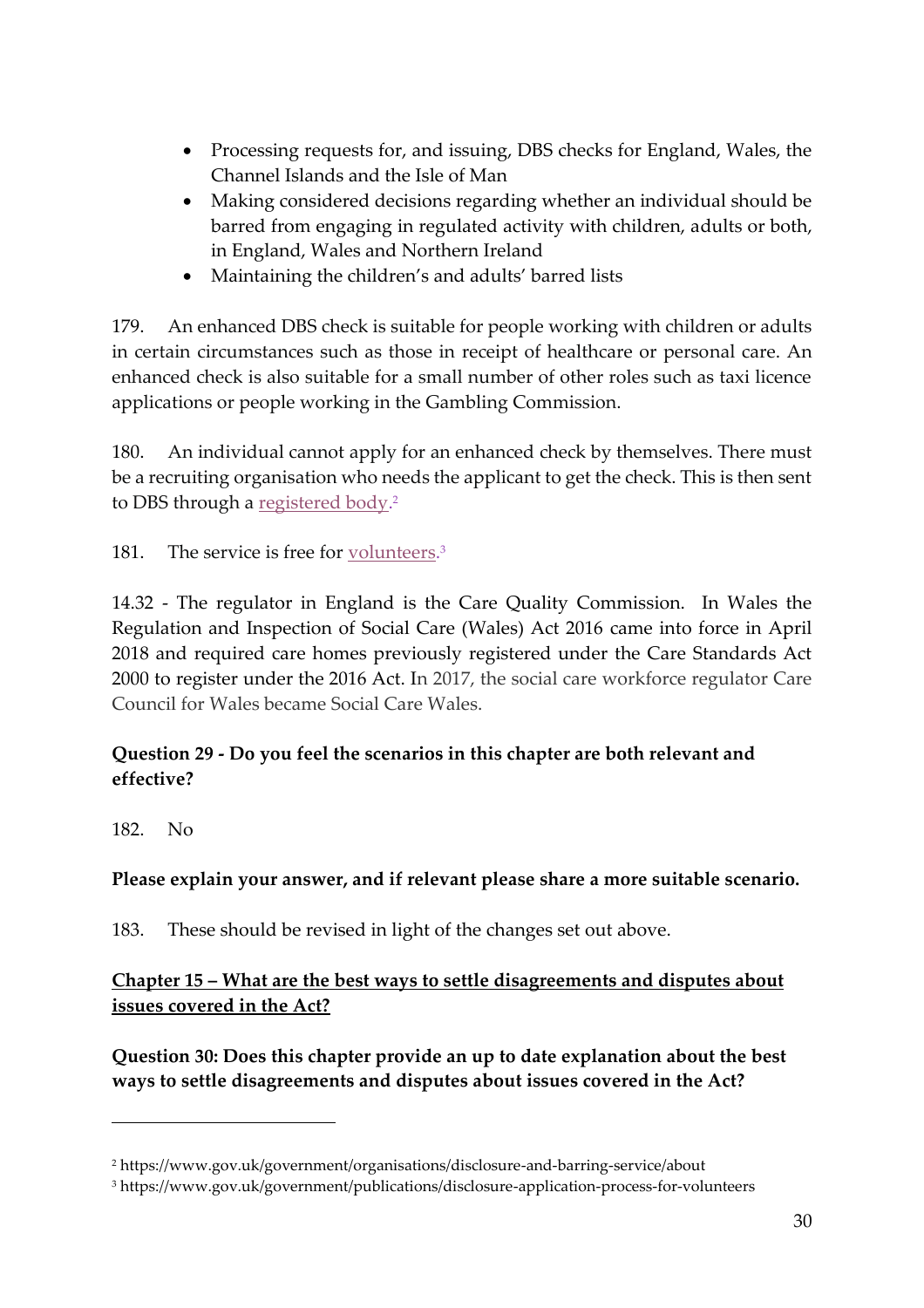- Processing requests for, and issuing, DBS checks for England, Wales, the Channel Islands and the Isle of Man
- Making considered decisions regarding whether an individual should be barred from engaging in regulated activity with children, adults or both, in England, Wales and Northern Ireland
- Maintaining the children's and adults' barred lists

179. An enhanced DBS check is suitable for people working with children or adults in certain circumstances such as those in receipt of healthcare or personal care. An enhanced check is also suitable for a small number of other roles such as taxi licence applications or people working in the Gambling Commission.

180. An individual cannot apply for an enhanced check by themselves. There must be a recruiting organisation who needs the applicant to get the check. This is then sent to DBS through a registered body.[2]

181. The service is free for volunteers.[3]

14.32 - The regulator in England is the Care Quality Commission. In Wales the Regulation and Inspection of Social Care (Wales) Act 2016 came into force in April 2018 and required care homes previously registered under the Care Standards Act 2000 to register under the 2016 Act. In 2017, the social care workforce regulator Care Council for Wales became Social Care Wales.

**Question 29 - Do you feel the scenarios in this chapter are both relevant and effective?**

182. No

**Please explain your answer, and if relevant please share a more suitable scenario.**

183. These should be revised in light of the changes set out above.

**Chapter 15 – What are the best ways to settle disagreements and disputes about issues covered in the Act?**

**Question 30: Does this chapter provide an up to date explanation about the best ways to settle disagreements and disputes about issues covered in the Act?**

---

[2] https://www.gov.uk/government/organisations/disclosure-and-barring-service/about

[3] https://www.gov.uk/government/publications/disclosure-application-process-for-volunteers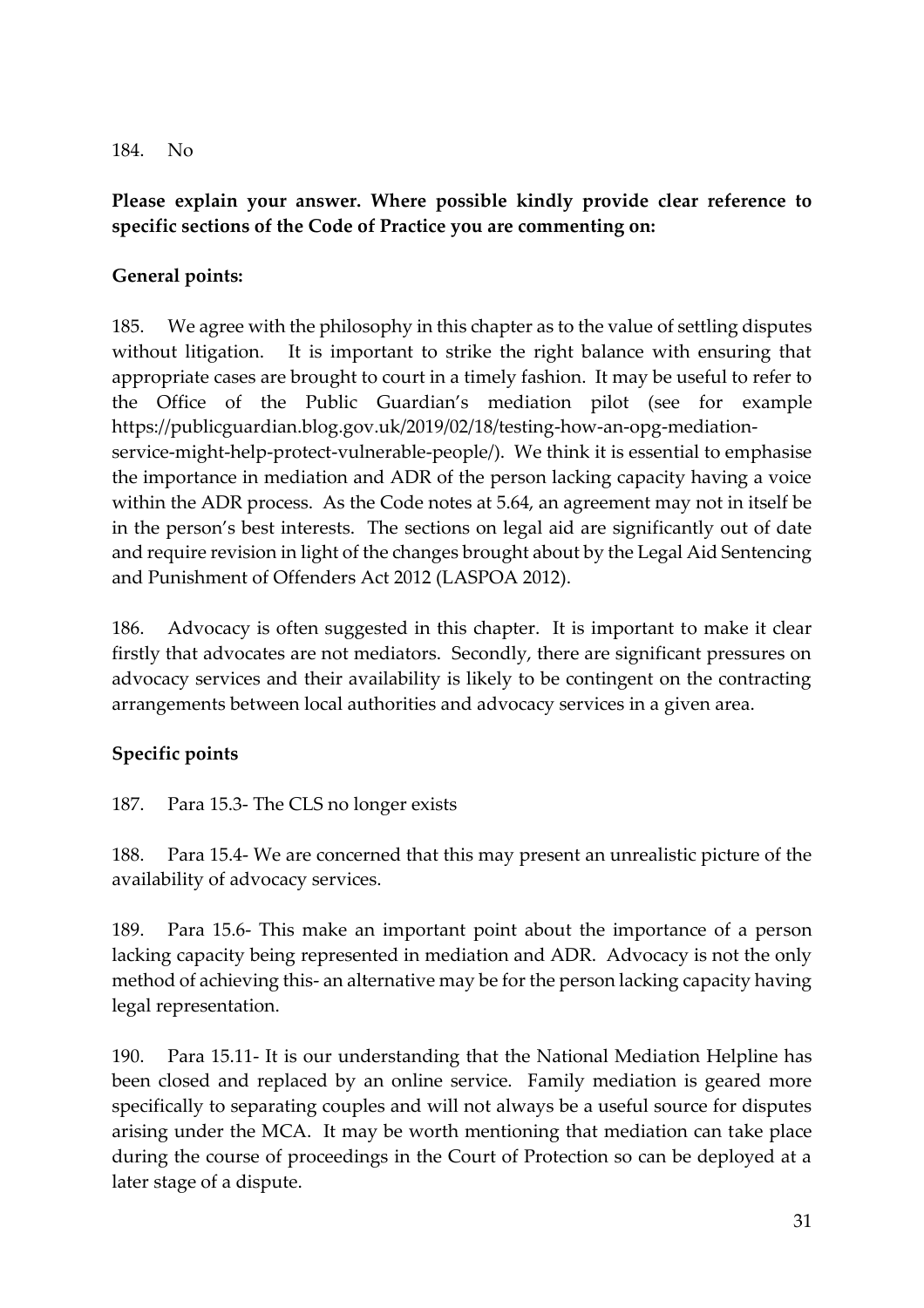184. No

**Please explain your answer. Where possible kindly provide clear reference to specific sections of the Code of Practice you are commenting on:**

**General points:**

185. We agree with the philosophy in this chapter as to the value of settling disputes without litigation. It is important to strike the right balance with ensuring that appropriate cases are brought to court in a timely fashion. It may be useful to refer to the Office of the Public Guardian's mediation pilot (see for example https://publicguardian.blog.gov.uk/2019/02/18/testing-how-an-opg-mediation-service-might-help-protect-vulnerable-people/). We think it is essential to emphasise the importance in mediation and ADR of the person lacking capacity having a voice within the ADR process. As the Code notes at 5.64, an agreement may not in itself be in the person's best interests. The sections on legal aid are significantly out of date and require revision in light of the changes brought about by the Legal Aid Sentencing and Punishment of Offenders Act 2012 (LASPOA 2012).

186. Advocacy is often suggested in this chapter. It is important to make it clear firstly that advocates are not mediators. Secondly, there are significant pressures on advocacy services and their availability is likely to be contingent on the contracting arrangements between local authorities and advocacy services in a given area.

**Specific points**

187. Para 15.3- The CLS no longer exists

188. Para 15.4- We are concerned that this may present an unrealistic picture of the availability of advocacy services.

189. Para 15.6- This make an important point about the importance of a person lacking capacity being represented in mediation and ADR. Advocacy is not the only method of achieving this- an alternative may be for the person lacking capacity having legal representation.

190. Para 15.11- It is our understanding that the National Mediation Helpline has been closed and replaced by an online service. Family mediation is geared more specifically to separating couples and will not always be a useful source for disputes arising under the MCA. It may be worth mentioning that mediation can take place during the course of proceedings in the Court of Protection so can be deployed at a later stage of a dispute.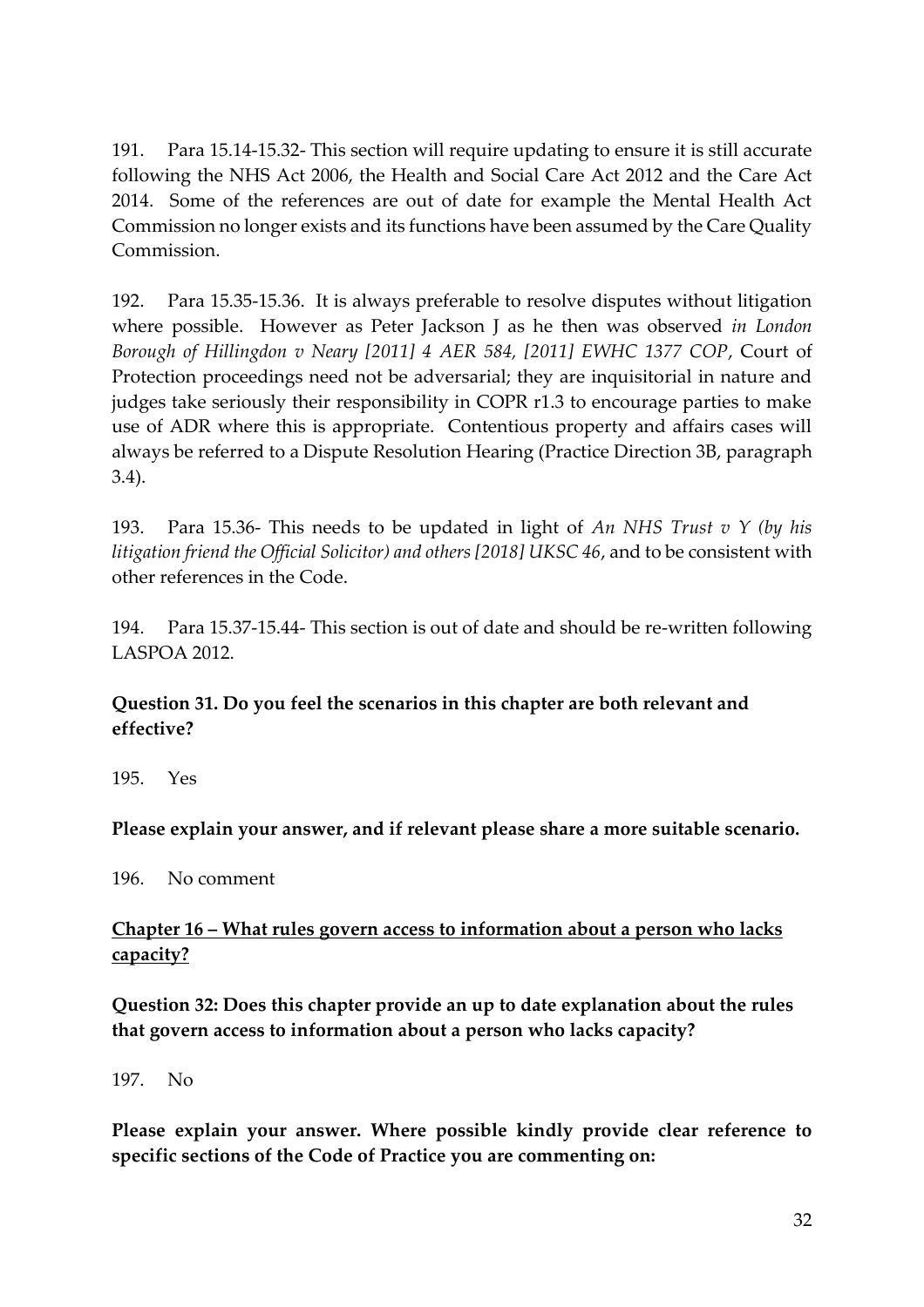191. Para 15.14-15.32- This section will require updating to ensure it is still accurate following the NHS Act 2006, the Health and Social Care Act 2012 and the Care Act 2014. Some of the references are out of date for example the Mental Health Act Commission no longer exists and its functions have been assumed by the Care Quality Commission.

192. Para 15.35-15.36. It is always preferable to resolve disputes without litigation where possible. However as Peter Jackson J as he then was observed *in London Borough of Hillingdon v Neary [2011] 4 AER 584, [2011] EWHC 1377 COP*, Court of Protection proceedings need not be adversarial; they are inquisitorial in nature and judges take seriously their responsibility in COPR r1.3 to encourage parties to make use of ADR where this is appropriate. Contentious property and affairs cases will always be referred to a Dispute Resolution Hearing (Practice Direction 3B, paragraph 3.4).

193. Para 15.36- This needs to be updated in light of *An NHS Trust v Y (by his litigation friend the Official Solicitor) and others [2018] UKSC 46*, and to be consistent with other references in the Code.

194. Para 15.37-15.44- This section is out of date and should be re-written following LASPOA 2012.

**Question 31. Do you feel the scenarios in this chapter are both relevant and effective?**

195. Yes

**Please explain your answer, and if relevant please share a more suitable scenario.**

196. No comment

**<u>Chapter 16 – What rules govern access to information about a person who lacks capacity?</u>**

**Question 32: Does this chapter provide an up to date explanation about the rules that govern access to information about a person who lacks capacity?**

197. No

**Please explain your answer. Where possible kindly provide clear reference to specific sections of the Code of Practice you are commenting on:**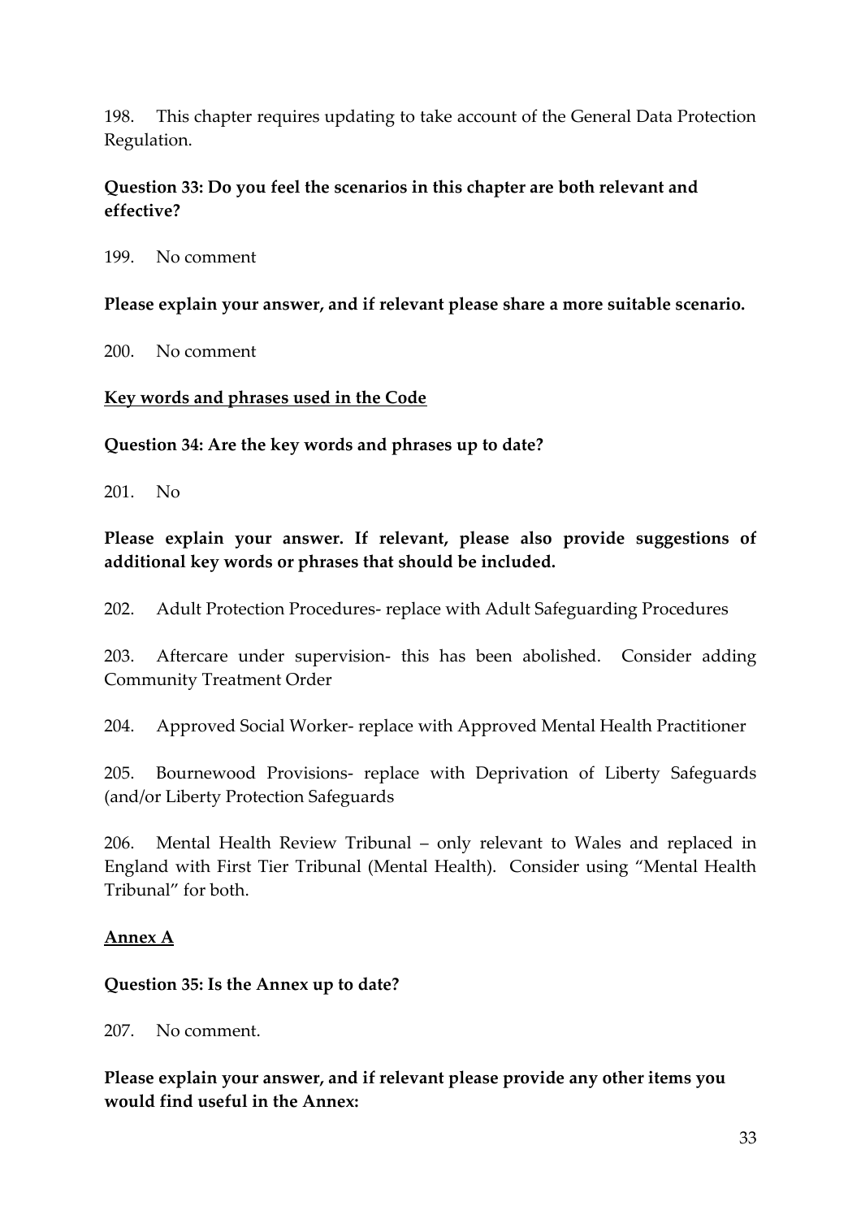198. This chapter requires updating to take account of the General Data Protection Regulation.

**Question 33: Do you feel the scenarios in this chapter are both relevant and effective?**

199. No comment

**Please explain your answer, and if relevant please share a more suitable scenario.**

200. No comment

**<u>Key words and phrases used in the Code</u>**

**Question 34: Are the key words and phrases up to date?**

201. No

**Please explain your answer. If relevant, please also provide suggestions of additional key words or phrases that should be included.**

202. Adult Protection Procedures- replace with Adult Safeguarding Procedures

203. Aftercare under supervision- this has been abolished. Consider adding Community Treatment Order

204. Approved Social Worker- replace with Approved Mental Health Practitioner

205. Bournewood Provisions- replace with Deprivation of Liberty Safeguards (and/or Liberty Protection Safeguards

206. Mental Health Review Tribunal – only relevant to Wales and replaced in England with First Tier Tribunal (Mental Health). Consider using "Mental Health Tribunal" for both.

**<u>Annex A</u>**

**Question 35: Is the Annex up to date?**

207. No comment.

**Please explain your answer, and if relevant please provide any other items you would find useful in the Annex:**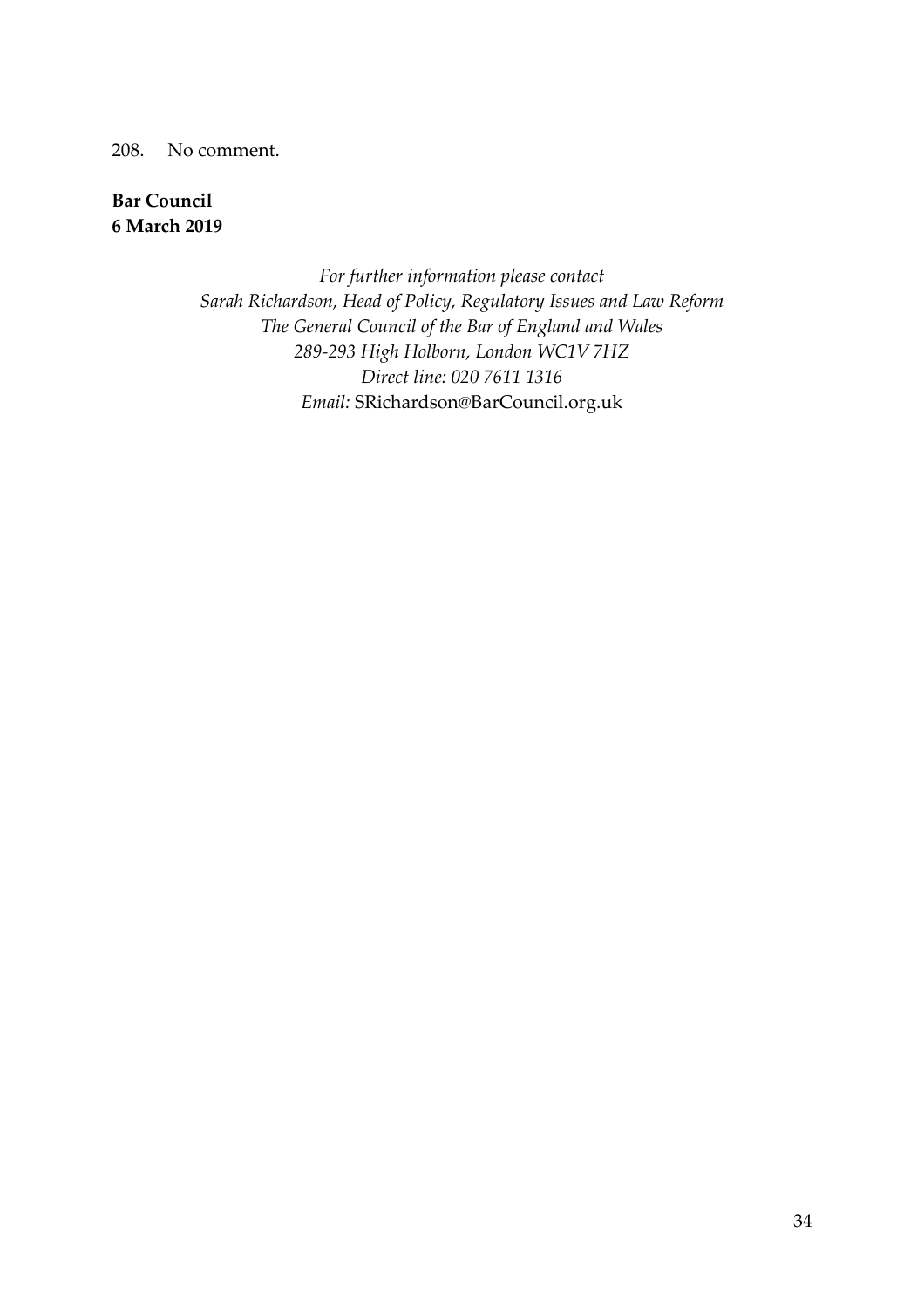208. No comment.

**Bar Council**
**6 March 2019**

*For further information please contact*
*Sarah Richardson, Head of Policy, Regulatory Issues and Law Reform*
*The General Council of the Bar of England and Wales*
*289-293 High Holborn, London WC1V 7HZ*
*Direct line: 020 7611 1316*
*Email:* SRichardson@BarCouncil.org.uk